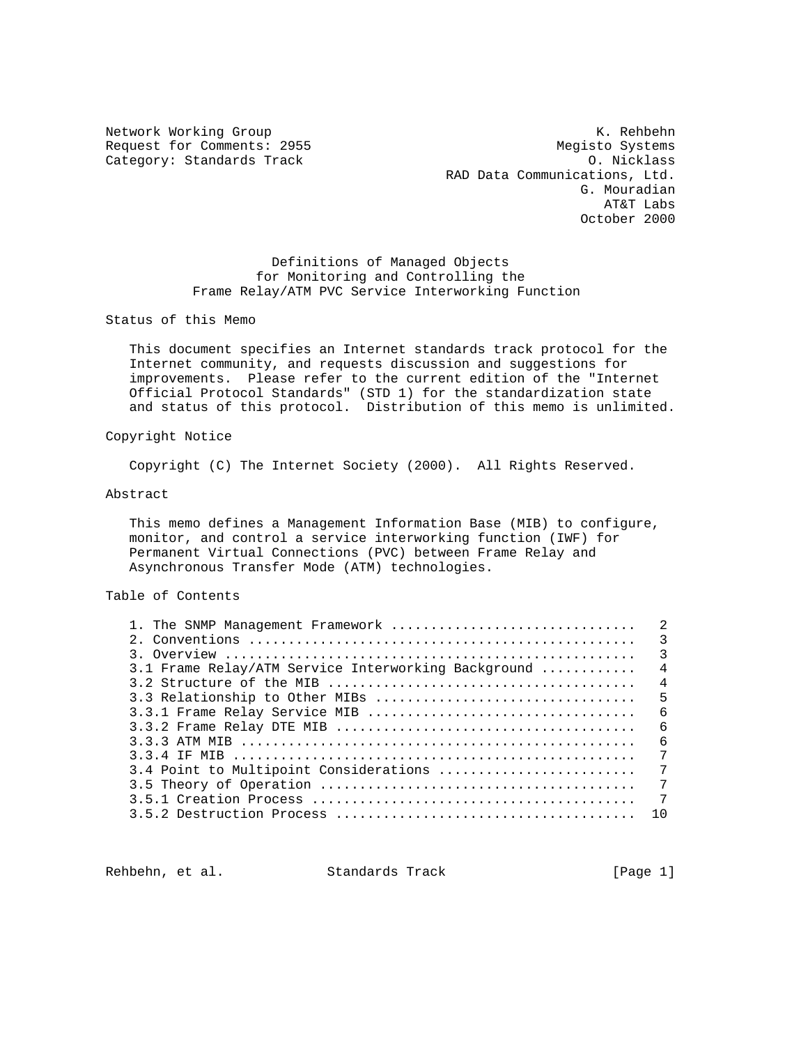Network Working Group K. Rehbehn
Request for Comments: 2955 Megisto Systems
Category: Standards Track O. Nicklass
RAD Data Communications, Ltd.
G. Mouradian
AT&T Labs
October 2000

# Definitions of Managed Objects for Monitoring and Controlling the Frame Relay/ATM PVC Service Interworking Function

## Status of this Memo

This document specifies an Internet standards track protocol for the Internet community, and requests discussion and suggestions for improvements. Please refer to the current edition of the "Internet Official Protocol Standards" (STD 1) for the standardization state and status of this protocol. Distribution of this memo is unlimited.

## Copyright Notice

Copyright (C) The Internet Society (2000). All Rights Reserved.

## Abstract

This memo defines a Management Information Base (MIB) to configure, monitor, and control a service interworking function (IWF) for Permanent Virtual Connections (PVC) between Frame Relay and Asynchronous Transfer Mode (ATM) technologies.

## Table of Contents

```
1. The SNMP Management Framework ...............................   2
2. Conventions .................................................   3
3. Overview ....................................................   3
3.1 Frame Relay/ATM Service Interworking Background ............   4
3.2 Structure of the MIB .......................................   4
3.3 Relationship to Other MIBs .................................   5
3.3.1 Frame Relay Service MIB ..................................   6
3.3.2 Frame Relay DTE MIB ......................................   6
3.3.3 ATM MIB ..................................................   6
3.3.4 IF MIB ...................................................   7
3.4 Point to Multipoint Considerations .........................   7
3.5 Theory of Operation ........................................   7
3.5.1 Creation Process .........................................   7
3.5.2 Destruction Process ......................................  10
```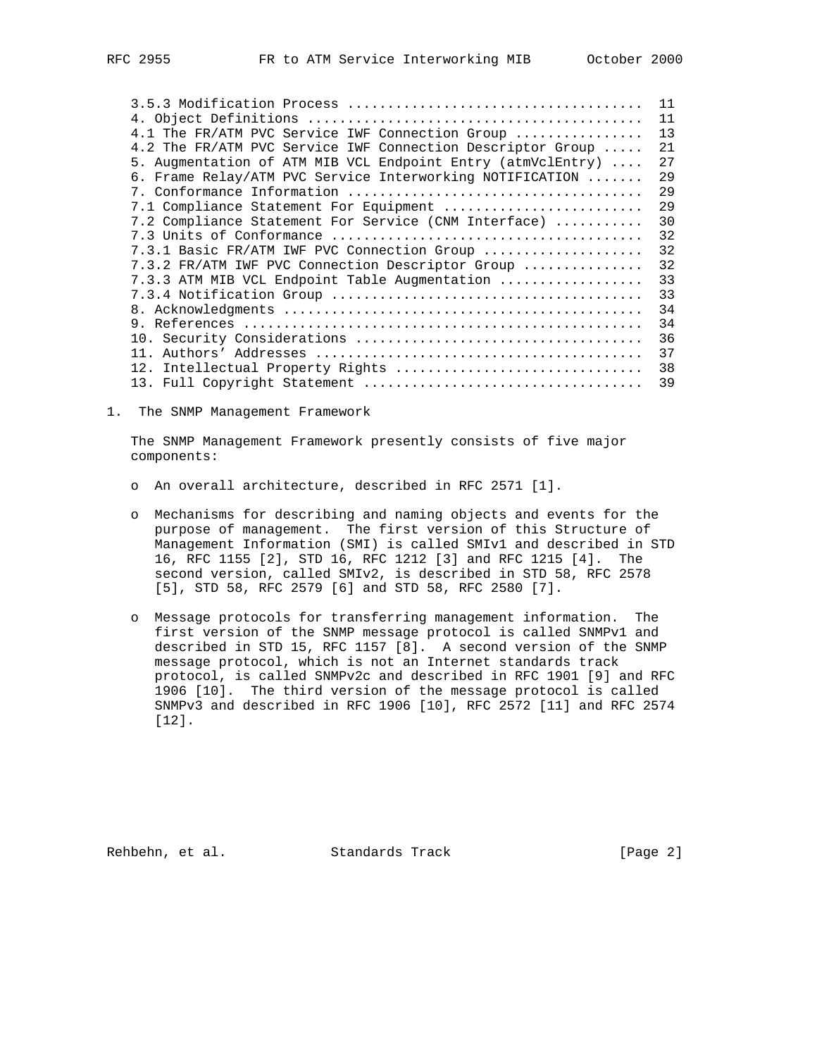```
   3.5.3 Modification Process ....................................  11
   4. Object Definitions .........................................  11
   4.1 The FR/ATM PVC Service IWF Connection Group ...............  13
   4.2 The FR/ATM PVC Service IWF Connection Descriptor Group .....  21
   5. Augmentation of ATM MIB VCL Endpoint Entry (atmVclEntry) ....  27
   6. Frame Relay/ATM PVC Service Interworking NOTIFICATION .......  29
   7. Conformance Information .....................................  29
   7.1 Compliance Statement For Equipment .........................  29
   7.2 Compliance Statement For Service (CNM Interface) ...........  30
   7.3 Units of Conformance .......................................  32
   7.3.1 Basic FR/ATM IWF PVC Connection Group ....................  32
   7.3.2 FR/ATM IWF PVC Connection Descriptor Group ...............  32
   7.3.3 ATM MIB VCL Endpoint Table Augmentation ..................  33
   7.3.4 Notification Group .......................................  33
   8. Acknowledgments .............................................  34
   9. References ..................................................  34
   10. Security Considerations ....................................  36
   11. Authors' Addresses .........................................  37
   12. Intellectual Property Rights ...............................  38
   13. Full Copyright Statement ...................................  39
```

## 1. The SNMP Management Framework

The SNMP Management Framework presently consists of five major components:

- An overall architecture, described in RFC 2571 [1].

- Mechanisms for describing and naming objects and events for the purpose of management. The first version of this Structure of Management Information (SMI) is called SMIv1 and described in STD 16, RFC 1155 [2], STD 16, RFC 1212 [3] and RFC 1215 [4]. The second version, called SMIv2, is described in STD 58, RFC 2578 [5], STD 58, RFC 2579 [6] and STD 58, RFC 2580 [7].

- Message protocols for transferring management information. The first version of the SNMP message protocol is called SNMPv1 and described in STD 15, RFC 1157 [8]. A second version of the SNMP message protocol, which is not an Internet standards track protocol, is called SNMPv2c and described in RFC 1901 [9] and RFC 1906 [10]. The third version of the message protocol is called SNMPv3 and described in RFC 1906 [10], RFC 2572 [11] and RFC 2574 [12].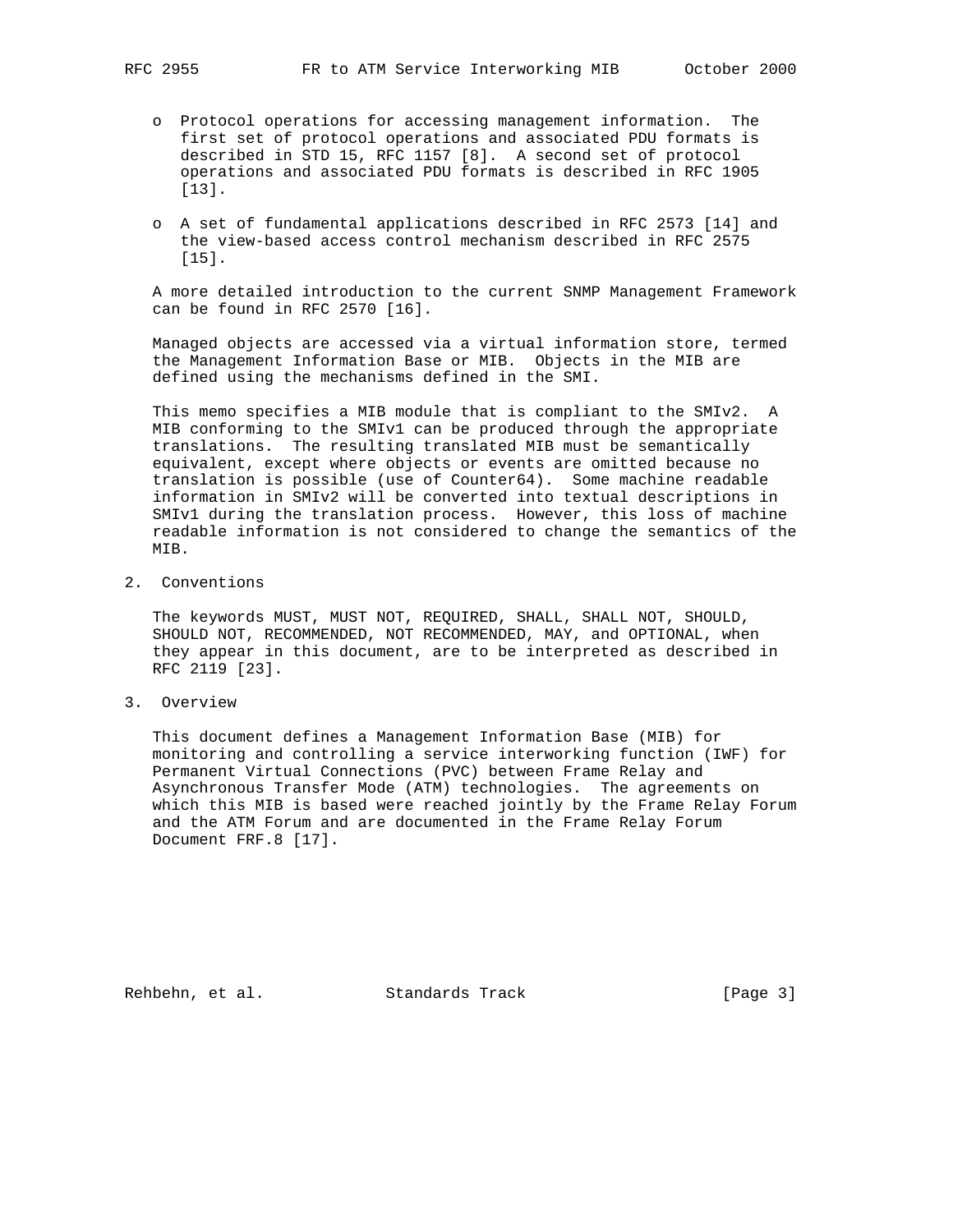- Protocol operations for accessing management information. The first set of protocol operations and associated PDU formats is described in STD 15, RFC 1157 [8]. A second set of protocol operations and associated PDU formats is described in RFC 1905 [13].

- A set of fundamental applications described in RFC 2573 [14] and the view-based access control mechanism described in RFC 2575 [15].

A more detailed introduction to the current SNMP Management Framework can be found in RFC 2570 [16].

Managed objects are accessed via a virtual information store, termed the Management Information Base or MIB. Objects in the MIB are defined using the mechanisms defined in the SMI.

This memo specifies a MIB module that is compliant to the SMIv2. A MIB conforming to the SMIv1 can be produced through the appropriate translations. The resulting translated MIB must be semantically equivalent, except where objects or events are omitted because no translation is possible (use of Counter64). Some machine readable information in SMIv2 will be converted into textual descriptions in SMIv1 during the translation process. However, this loss of machine readable information is not considered to change the semantics of the MIB.

## 2. Conventions

The keywords MUST, MUST NOT, REQUIRED, SHALL, SHALL NOT, SHOULD, SHOULD NOT, RECOMMENDED, NOT RECOMMENDED, MAY, and OPTIONAL, when they appear in this document, are to be interpreted as described in RFC 2119 [23].

## 3. Overview

This document defines a Management Information Base (MIB) for monitoring and controlling a service interworking function (IWF) for Permanent Virtual Connections (PVC) between Frame Relay and Asynchronous Transfer Mode (ATM) technologies. The agreements on which this MIB is based were reached jointly by the Frame Relay Forum and the ATM Forum and are documented in the Frame Relay Forum Document FRF.8 [17].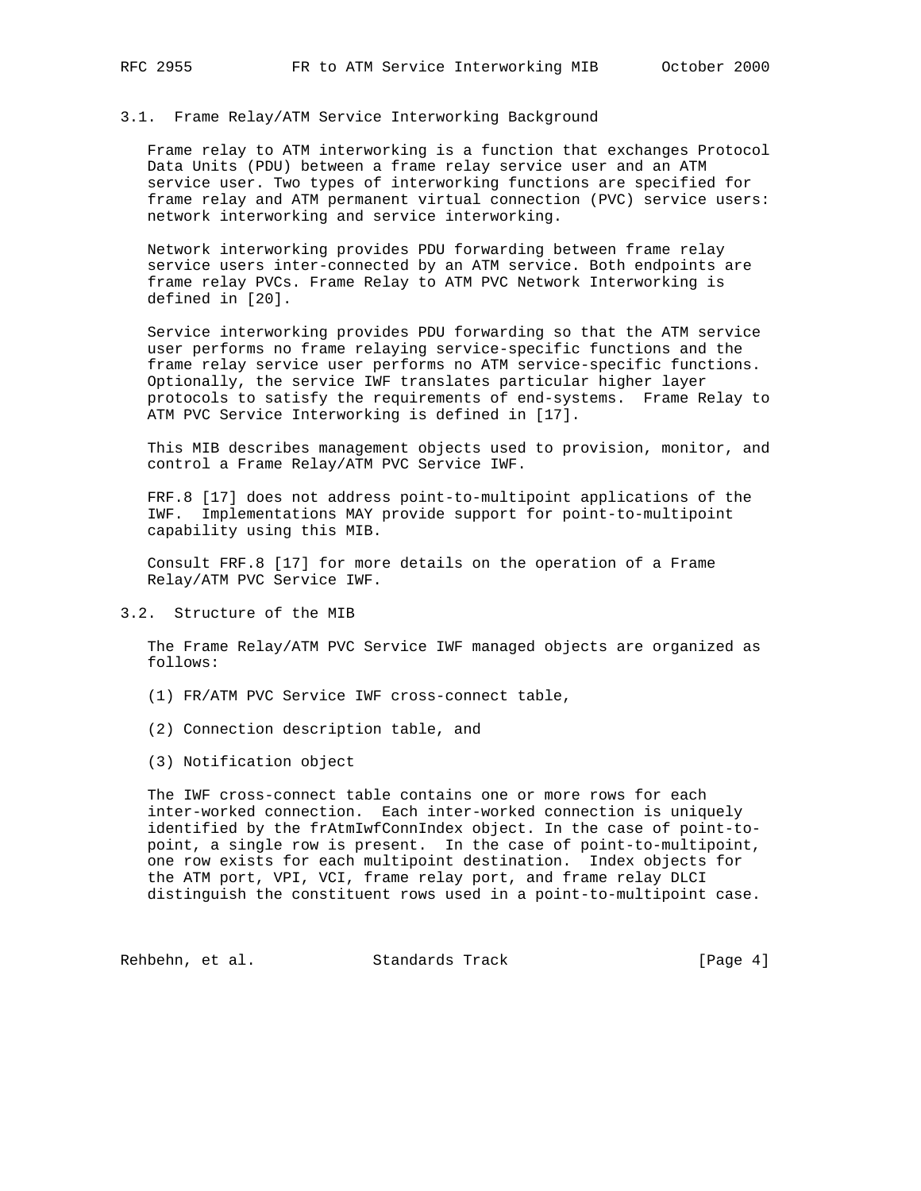### 3.1. Frame Relay/ATM Service Interworking Background

Frame relay to ATM interworking is a function that exchanges Protocol Data Units (PDU) between a frame relay service user and an ATM service user. Two types of interworking functions are specified for frame relay and ATM permanent virtual connection (PVC) service users: network interworking and service interworking.

Network interworking provides PDU forwarding between frame relay service users inter-connected by an ATM service. Both endpoints are frame relay PVCs. Frame Relay to ATM PVC Network Interworking is defined in [20].

Service interworking provides PDU forwarding so that the ATM service user performs no frame relaying service-specific functions and the frame relay service user performs no ATM service-specific functions. Optionally, the service IWF translates particular higher layer protocols to satisfy the requirements of end-systems. Frame Relay to ATM PVC Service Interworking is defined in [17].

This MIB describes management objects used to provision, monitor, and control a Frame Relay/ATM PVC Service IWF.

FRF.8 [17] does not address point-to-multipoint applications of the IWF. Implementations MAY provide support for point-to-multipoint capability using this MIB.

Consult FRF.8 [17] for more details on the operation of a Frame Relay/ATM PVC Service IWF.

### 3.2. Structure of the MIB

The Frame Relay/ATM PVC Service IWF managed objects are organized as follows:

(1) FR/ATM PVC Service IWF cross-connect table,

(2) Connection description table, and

(3) Notification object

The IWF cross-connect table contains one or more rows for each inter-worked connection. Each inter-worked connection is uniquely identified by the frAtmIwfConnIndex object. In the case of point-to-point, a single row is present. In the case of point-to-multipoint, one row exists for each multipoint destination. Index objects for the ATM port, VPI, VCI, frame relay port, and frame relay DLCI distinguish the constituent rows used in a point-to-multipoint case.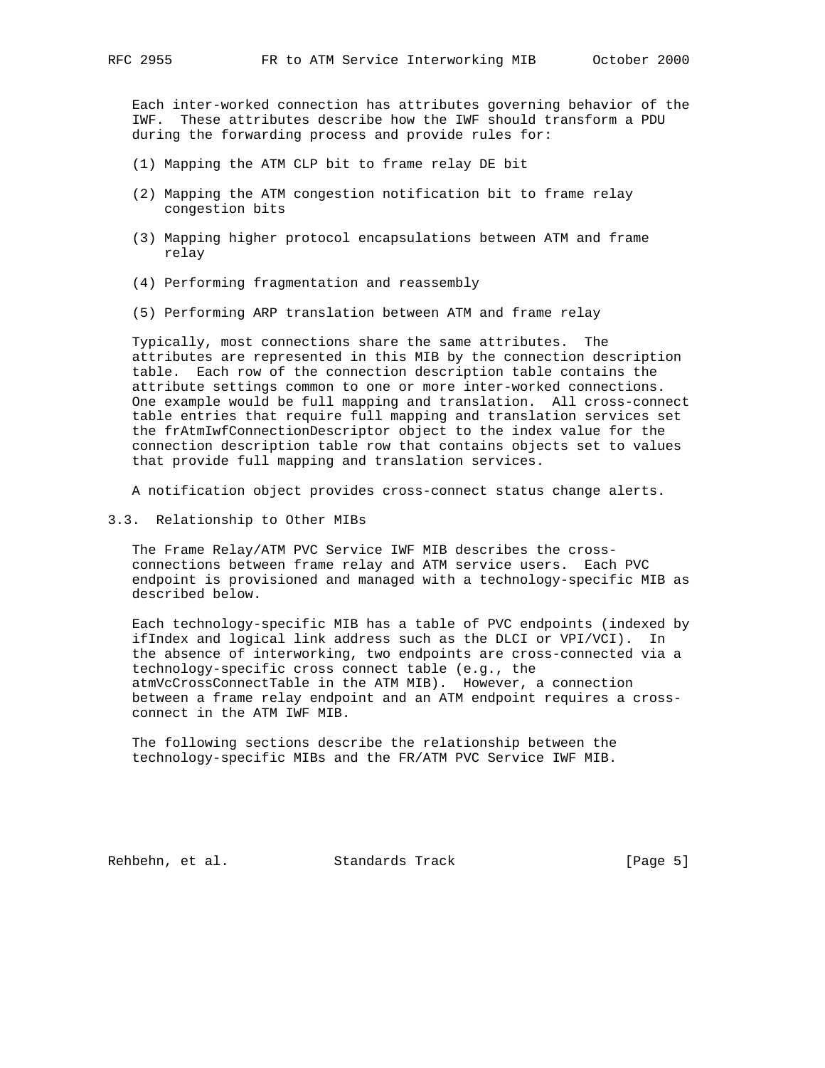Each inter-worked connection has attributes governing behavior of the IWF. These attributes describe how the IWF should transform a PDU during the forwarding process and provide rules for:

(1) Mapping the ATM CLP bit to frame relay DE bit

(2) Mapping the ATM congestion notification bit to frame relay congestion bits

(3) Mapping higher protocol encapsulations between ATM and frame relay

(4) Performing fragmentation and reassembly

(5) Performing ARP translation between ATM and frame relay

Typically, most connections share the same attributes. The attributes are represented in this MIB by the connection description table. Each row of the connection description table contains the attribute settings common to one or more inter-worked connections. One example would be full mapping and translation. All cross-connect table entries that require full mapping and translation services set the frAtmIwfConnectionDescriptor object to the index value for the connection description table row that contains objects set to values that provide full mapping and translation services.

A notification object provides cross-connect status change alerts.

## 3.3. Relationship to Other MIBs

The Frame Relay/ATM PVC Service IWF MIB describes the cross-connections between frame relay and ATM service users. Each PVC endpoint is provisioned and managed with a technology-specific MIB as described below.

Each technology-specific MIB has a table of PVC endpoints (indexed by ifIndex and logical link address such as the DLCI or VPI/VCI). In the absence of interworking, two endpoints are cross-connected via a technology-specific cross connect table (e.g., the atmVcCrossConnectTable in the ATM MIB). However, a connection between a frame relay endpoint and an ATM endpoint requires a cross-connect in the ATM IWF MIB.

The following sections describe the relationship between the technology-specific MIBs and the FR/ATM PVC Service IWF MIB.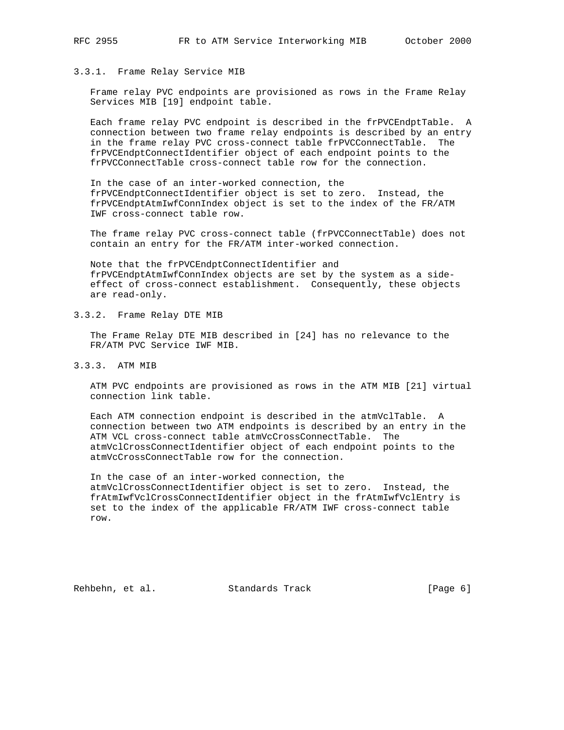### 3.3.1. Frame Relay Service MIB

Frame relay PVC endpoints are provisioned as rows in the Frame Relay Services MIB [19] endpoint table.

Each frame relay PVC endpoint is described in the frPVCEndptTable. A connection between two frame relay endpoints is described by an entry in the frame relay PVC cross-connect table frPVCConnectTable. The frPVCEndptConnectIdentifier object of each endpoint points to the frPVCConnectTable cross-connect table row for the connection.

In the case of an inter-worked connection, the frPVCEndptConnectIdentifier object is set to zero. Instead, the frPVCEndptAtmIwfConnIndex object is set to the index of the FR/ATM IWF cross-connect table row.

The frame relay PVC cross-connect table (frPVCConnectTable) does not contain an entry for the FR/ATM inter-worked connection.

Note that the frPVCEndptConnectIdentifier and frPVCEndptAtmIwfConnIndex objects are set by the system as a side-effect of cross-connect establishment. Consequently, these objects are read-only.

### 3.3.2. Frame Relay DTE MIB

The Frame Relay DTE MIB described in [24] has no relevance to the FR/ATM PVC Service IWF MIB.

### 3.3.3. ATM MIB

ATM PVC endpoints are provisioned as rows in the ATM MIB [21] virtual connection link table.

Each ATM connection endpoint is described in the atmVclTable. A connection between two ATM endpoints is described by an entry in the ATM VCL cross-connect table atmVcCrossConnectTable. The atmVclCrossConnectIdentifier object of each endpoint points to the atmVcCrossConnectTable row for the connection.

In the case of an inter-worked connection, the atmVclCrossConnectIdentifier object is set to zero. Instead, the frAtmIwfVclCrossConnectIdentifier object in the frAtmIwfVclEntry is set to the index of the applicable FR/ATM IWF cross-connect table row.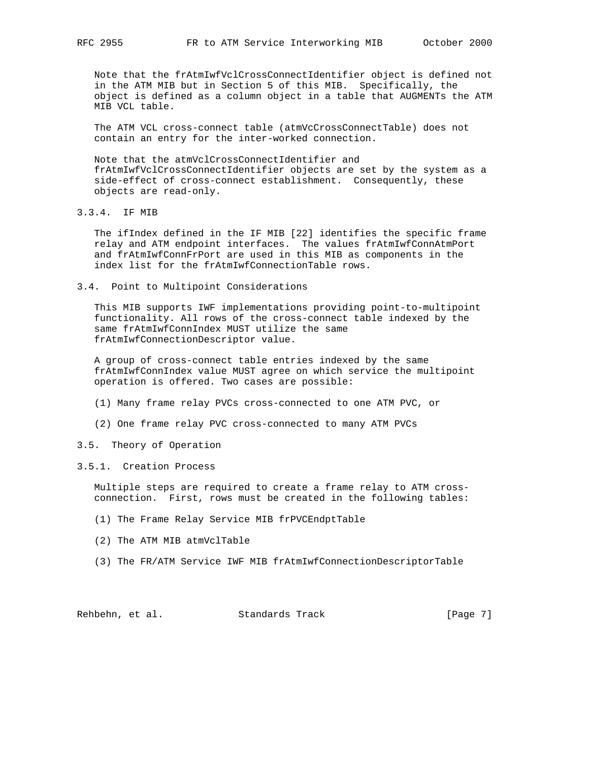Note that the frAtmIwfVclCrossConnectIdentifier object is defined not in the ATM MIB but in Section 5 of this MIB. Specifically, the object is defined as a column object in a table that AUGMENTs the ATM MIB VCL table.

The ATM VCL cross-connect table (atmVcCrossConnectTable) does not contain an entry for the inter-worked connection.

Note that the atmVclCrossConnectIdentifier and frAtmIwfVclCrossConnectIdentifier objects are set by the system as a side-effect of cross-connect establishment. Consequently, these objects are read-only.

#### 3.3.4. IF MIB

The ifIndex defined in the IF MIB [22] identifies the specific frame relay and ATM endpoint interfaces. The values frAtmIwfConnAtmPort and frAtmIwfConnFrPort are used in this MIB as components in the index list for the frAtmIwfConnectionTable rows.

### 3.4. Point to Multipoint Considerations

This MIB supports IWF implementations providing point-to-multipoint functionality. All rows of the cross-connect table indexed by the same frAtmIwfConnIndex MUST utilize the same frAtmIwfConnectionDescriptor value.

A group of cross-connect table entries indexed by the same frAtmIwfConnIndex value MUST agree on which service the multipoint operation is offered. Two cases are possible:

(1) Many frame relay PVCs cross-connected to one ATM PVC, or

(2) One frame relay PVC cross-connected to many ATM PVCs

### 3.5. Theory of Operation

#### 3.5.1. Creation Process

Multiple steps are required to create a frame relay to ATM cross-connection. First, rows must be created in the following tables:

(1) The Frame Relay Service MIB frPVCEndptTable

(2) The ATM MIB atmVclTable

(3) The FR/ATM Service IWF MIB frAtmIwfConnectionDescriptorTable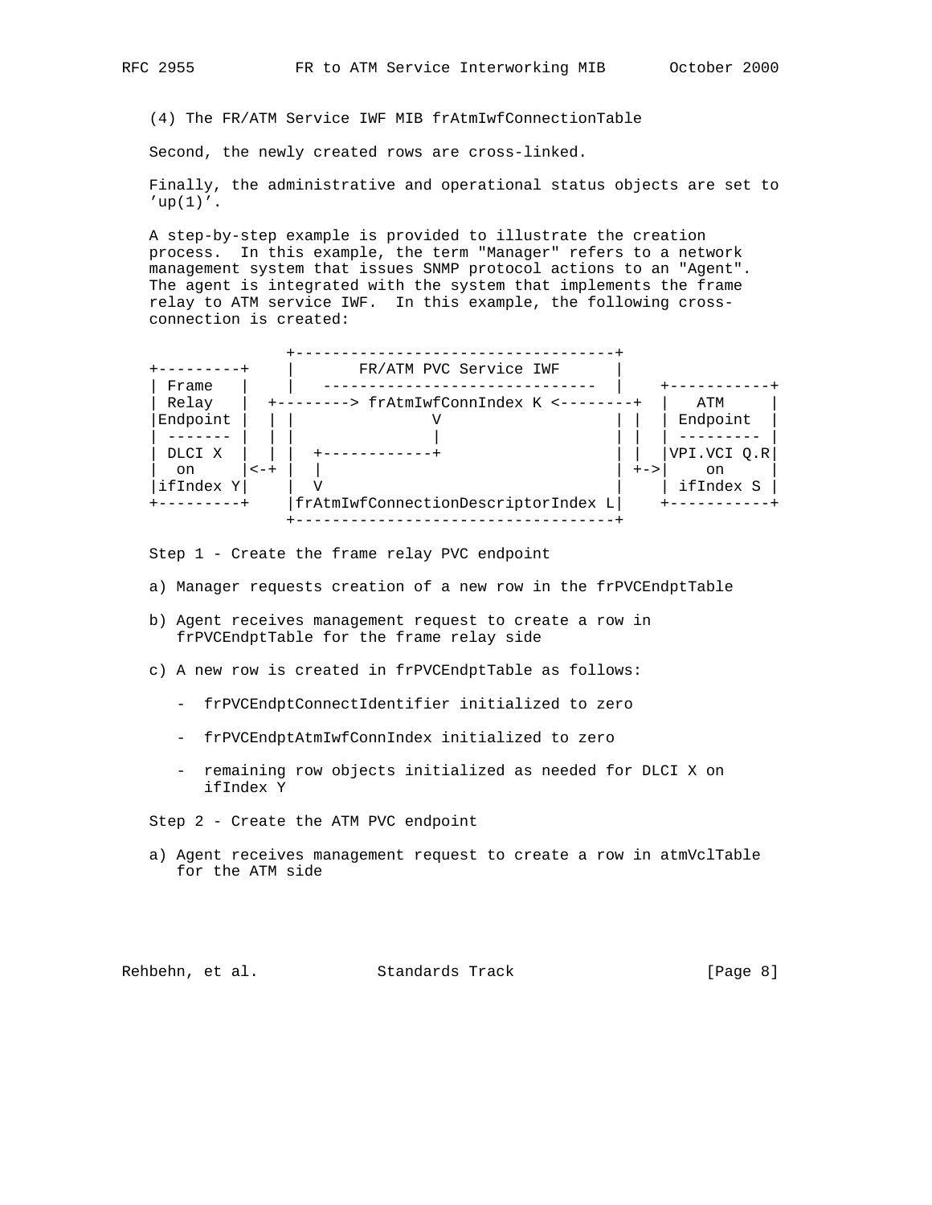(4) The FR/ATM Service IWF MIB frAtmIwfConnectionTable

Second, the newly created rows are cross-linked.

Finally, the administrative and operational status objects are set to 'up(1)'.

A step-by-step example is provided to illustrate the creation process. In this example, the term "Manager" refers to a network management system that issues SNMP protocol actions to an "Agent". The agent is integrated with the system that implements the frame relay to ATM service IWF. In this example, the following cross-connection is created:

```
                +----------------------------------+
+---------+     |       FR/ATM PVC Service IWF      |
| Frame   |     |   ------------------------------  |    +-----------+
| Relay   |  +--------> frAtmIwfConnIndex K <--------+  |    ATM    |
|Endpoint |  | |              V                   | |  | Endpoint  |
| ------- |  | |              |                   | |  | --------- |
| DLCI X  |  | |  +------------+                  | |  |VPI.VCI Q.R|
|  on     |<-+ |  |                               | +->|    on     |
|ifIndex Y|     |  V                               |    | ifIndex S |
+---------+     |frAtmIwfConnectionDescriptorIndex L|    +-----------+
                +----------------------------------+
```

Step 1 - Create the frame relay PVC endpoint

a) Manager requests creation of a new row in the frPVCEndptTable

b) Agent receives management request to create a row in frPVCEndptTable for the frame relay side

c) A new row is created in frPVCEndptTable as follows:

   - frPVCEndptConnectIdentifier initialized to zero

   - frPVCEndptAtmIwfConnIndex initialized to zero

   - remaining row objects initialized as needed for DLCI X on ifIndex Y

Step 2 - Create the ATM PVC endpoint

a) Agent receives management request to create a row in atmVclTable for the ATM side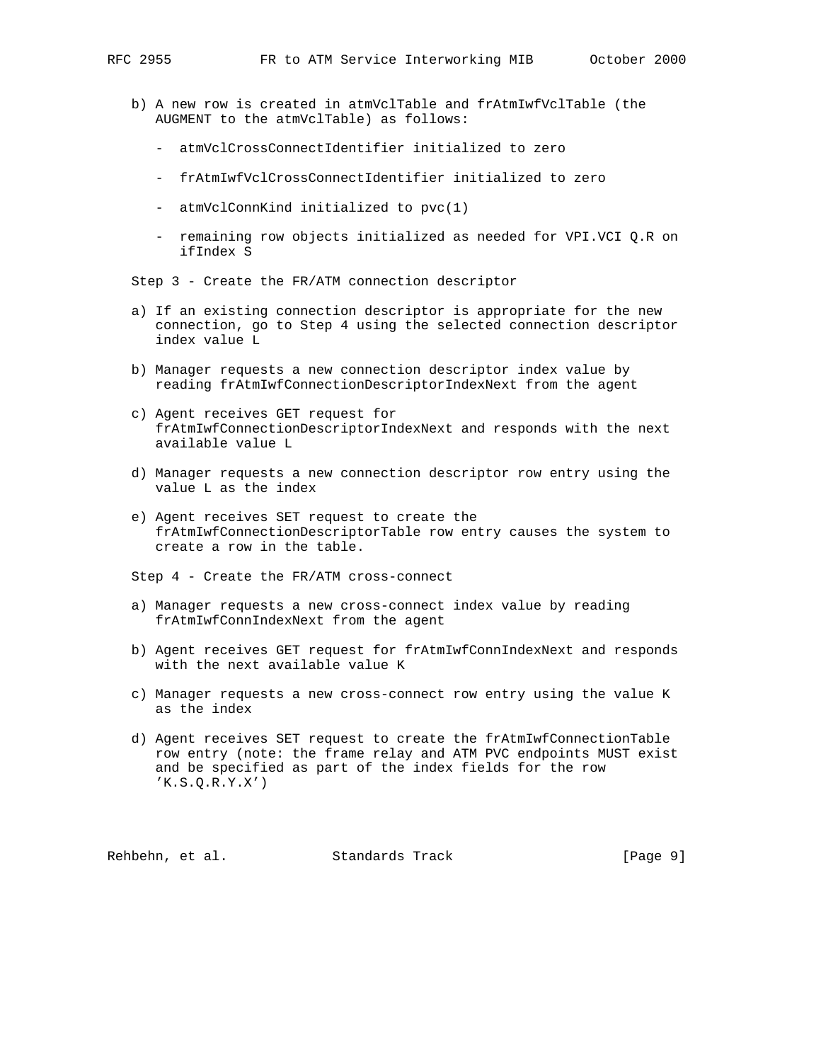b) A new row is created in atmVclTable and frAtmIwfVclTable (the AUGMENT to the atmVclTable) as follows:

   - atmVclCrossConnectIdentifier initialized to zero

   - frAtmIwfVclCrossConnectIdentifier initialized to zero

   - atmVclConnKind initialized to pvc(1)

   - remaining row objects initialized as needed for VPI.VCI Q.R on ifIndex S

Step 3 - Create the FR/ATM connection descriptor

a) If an existing connection descriptor is appropriate for the new connection, go to Step 4 using the selected connection descriptor index value L

b) Manager requests a new connection descriptor index value by reading frAtmIwfConnectionDescriptorIndexNext from the agent

c) Agent receives GET request for frAtmIwfConnectionDescriptorIndexNext and responds with the next available value L

d) Manager requests a new connection descriptor row entry using the value L as the index

e) Agent receives SET request to create the frAtmIwfConnectionDescriptorTable row entry causes the system to create a row in the table.

Step 4 - Create the FR/ATM cross-connect

a) Manager requests a new cross-connect index value by reading frAtmIwfConnIndexNext from the agent

b) Agent receives GET request for frAtmIwfConnIndexNext and responds with the next available value K

c) Manager requests a new cross-connect row entry using the value K as the index

d) Agent receives SET request to create the frAtmIwfConnectionTable row entry (note: the frame relay and ATM PVC endpoints MUST exist and be specified as part of the index fields for the row 'K.S.Q.R.Y.X')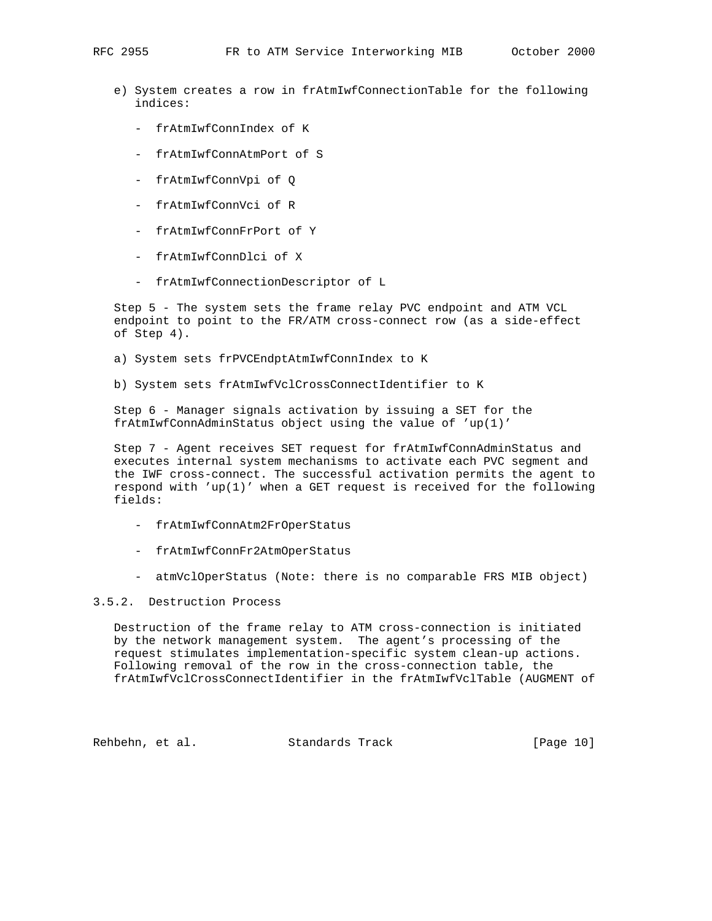e) System creates a row in frAtmIwfConnectionTable for the following indices:

- frAtmIwfConnIndex of K
- frAtmIwfConnAtmPort of S
- frAtmIwfConnVpi of Q
- frAtmIwfConnVci of R
- frAtmIwfConnFrPort of Y
- frAtmIwfConnDlci of X
- frAtmIwfConnectionDescriptor of L

Step 5 - The system sets the frame relay PVC endpoint and ATM VCL endpoint to point to the FR/ATM cross-connect row (as a side-effect of Step 4).

a) System sets frPVCEndptAtmIwfConnIndex to K

b) System sets frAtmIwfVclCrossConnectIdentifier to K

Step 6 - Manager signals activation by issuing a SET for the frAtmIwfConnAdminStatus object using the value of 'up(1)'

Step 7 - Agent receives SET request for frAtmIwfConnAdminStatus and executes internal system mechanisms to activate each PVC segment and the IWF cross-connect. The successful activation permits the agent to respond with 'up(1)' when a GET request is received for the following fields:

- frAtmIwfConnAtm2FrOperStatus
- frAtmIwfConnFr2AtmOperStatus
- atmVclOperStatus (Note: there is no comparable FRS MIB object)

### 3.5.2. Destruction Process

Destruction of the frame relay to ATM cross-connection is initiated by the network management system. The agent's processing of the request stimulates implementation-specific system clean-up actions. Following removal of the row in the cross-connection table, the frAtmIwfVclCrossConnectIdentifier in the frAtmIwfVclTable (AUGMENT of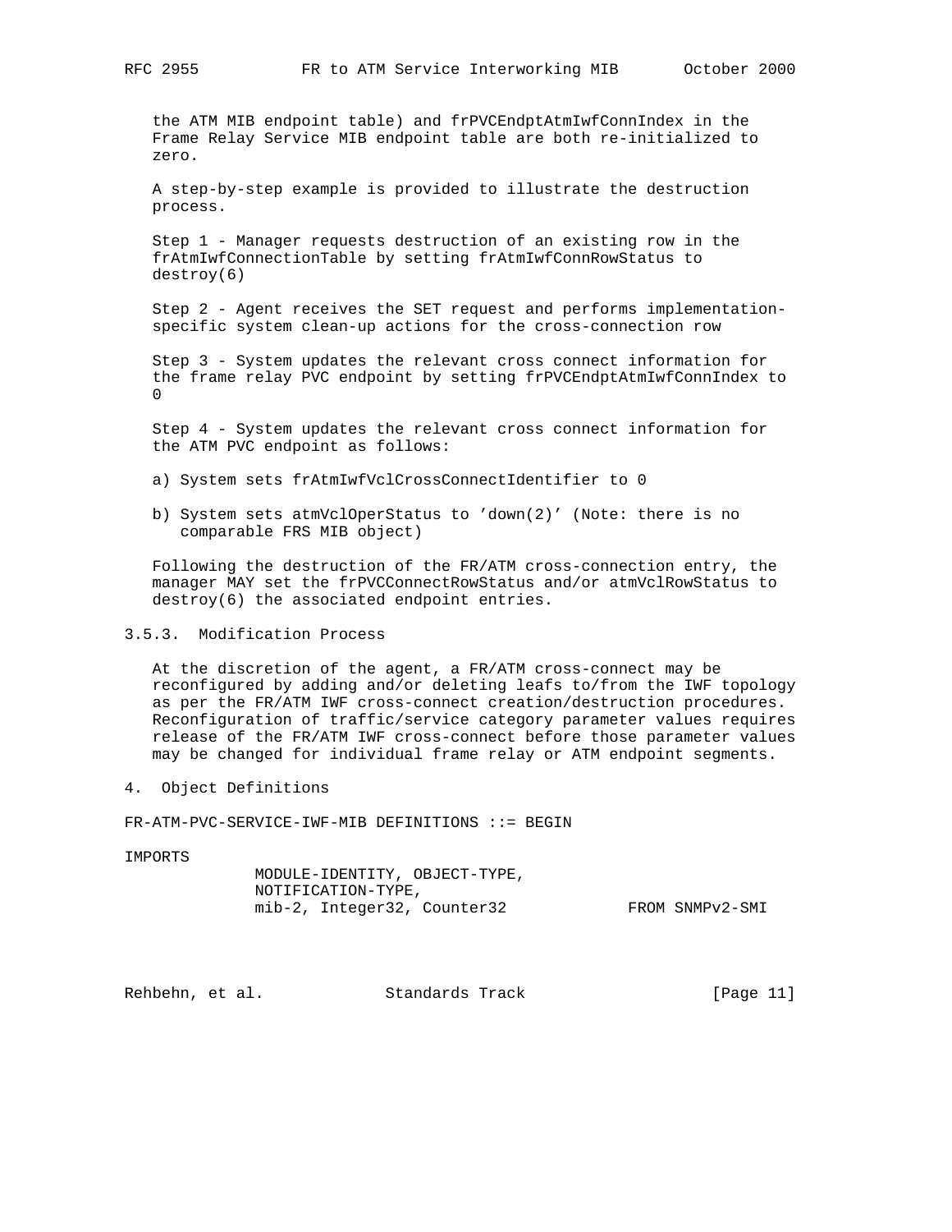the ATM MIB endpoint table) and frPVCEndptAtmIwfConnIndex in the Frame Relay Service MIB endpoint table are both re-initialized to zero.

A step-by-step example is provided to illustrate the destruction process.

Step 1 - Manager requests destruction of an existing row in the frAtmIwfConnectionTable by setting frAtmIwfConnRowStatus to destroy(6)

Step 2 - Agent receives the SET request and performs implementation-specific system clean-up actions for the cross-connection row

Step 3 - System updates the relevant cross connect information for the frame relay PVC endpoint by setting frPVCEndptAtmIwfConnIndex to 0

Step 4 - System updates the relevant cross connect information for the ATM PVC endpoint as follows:

a) System sets frAtmIwfVclCrossConnectIdentifier to 0

b) System sets atmVclOperStatus to 'down(2)' (Note: there is no comparable FRS MIB object)

Following the destruction of the FR/ATM cross-connection entry, the manager MAY set the frPVCConnectRowStatus and/or atmVclRowStatus to destroy(6) the associated endpoint entries.

### 3.5.3. Modification Process

At the discretion of the agent, a FR/ATM cross-connect may be reconfigured by adding and/or deleting leafs to/from the IWF topology as per the FR/ATM IWF cross-connect creation/destruction procedures. Reconfiguration of traffic/service category parameter values requires release of the FR/ATM IWF cross-connect before those parameter values may be changed for individual frame relay or ATM endpoint segments.

## 4. Object Definitions

```
FR-ATM-PVC-SERVICE-IWF-MIB DEFINITIONS ::= BEGIN

IMPORTS
            MODULE-IDENTITY, OBJECT-TYPE,
            NOTIFICATION-TYPE,
            mib-2, Integer32, Counter32            FROM SNMPv2-SMI
```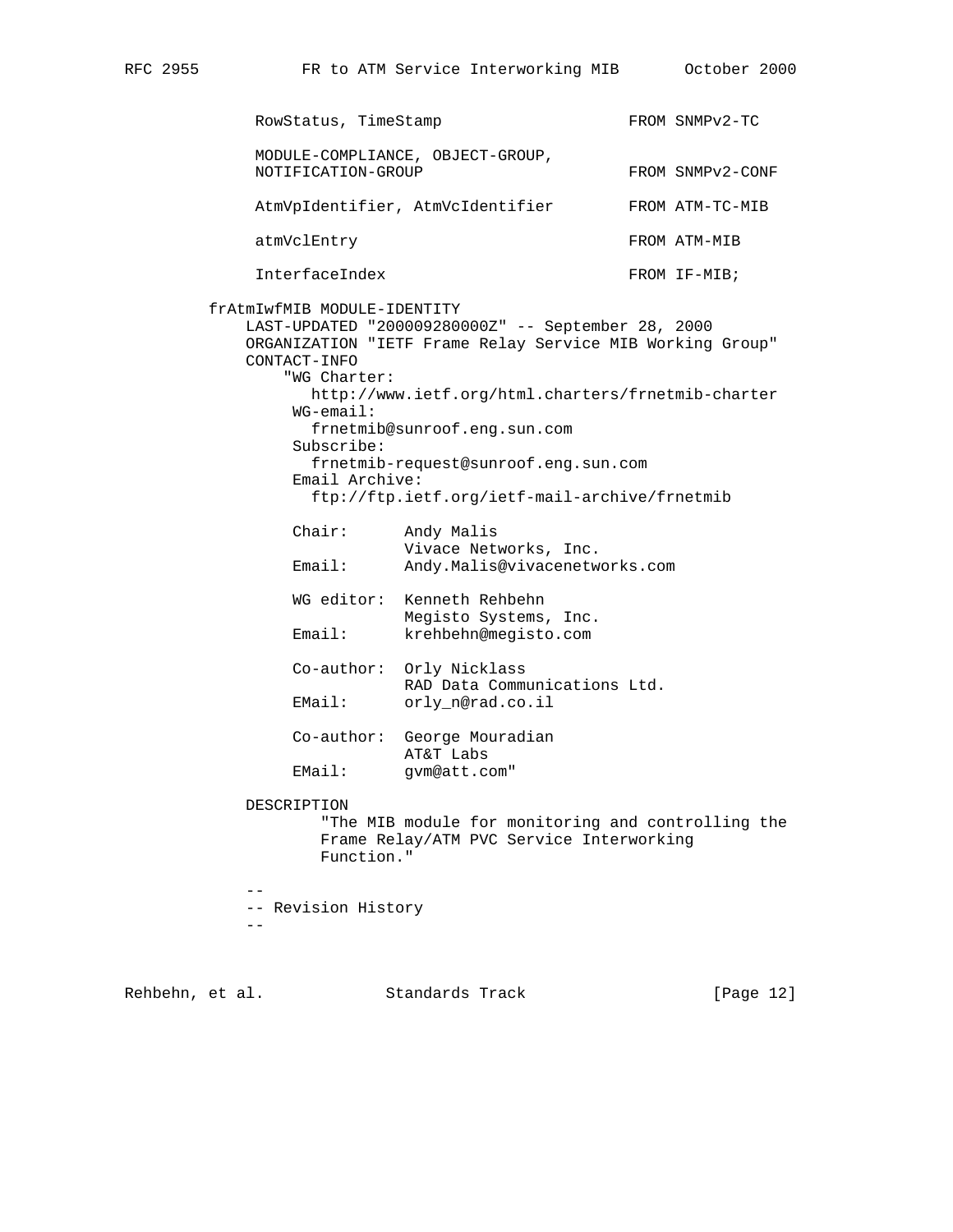```
        RowStatus, TimeStamp                   FROM SNMPv2-TC

        MODULE-COMPLIANCE, OBJECT-GROUP,
        NOTIFICATION-GROUP                     FROM SNMPv2-CONF

        AtmVpIdentifier, AtmVcIdentifier       FROM ATM-TC-MIB

        atmVclEntry                            FROM ATM-MIB

        InterfaceIndex                         FROM IF-MIB;

   frAtmIwfMIB MODULE-IDENTITY
       LAST-UPDATED "200009280000Z" -- September 28, 2000
       ORGANIZATION "IETF Frame Relay Service MIB Working Group"
       CONTACT-INFO
           "WG Charter:
              http://www.ietf.org/html.charters/frnetmib-charter
            WG-email:
              frnetmib@sunroof.eng.sun.com
            Subscribe:
              frnetmib-request@sunroof.eng.sun.com
            Email Archive:
              ftp://ftp.ietf.org/ietf-mail-archive/frnetmib

            Chair:      Andy Malis
                        Vivace Networks, Inc.
            Email:      Andy.Malis@vivacenetworks.com

            WG editor:  Kenneth Rehbehn
                        Megisto Systems, Inc.
            Email:      krehbehn@megisto.com

            Co-author:  Orly Nicklass
                        RAD Data Communications Ltd.
            EMail:      orly_n@rad.co.il

            Co-author:  George Mouradian
                        AT&T Labs
            EMail:      gvm@att.com"

       DESCRIPTION
              "The MIB module for monitoring and controlling the
              Frame Relay/ATM PVC Service Interworking
              Function."

       --
       -- Revision History
       --
```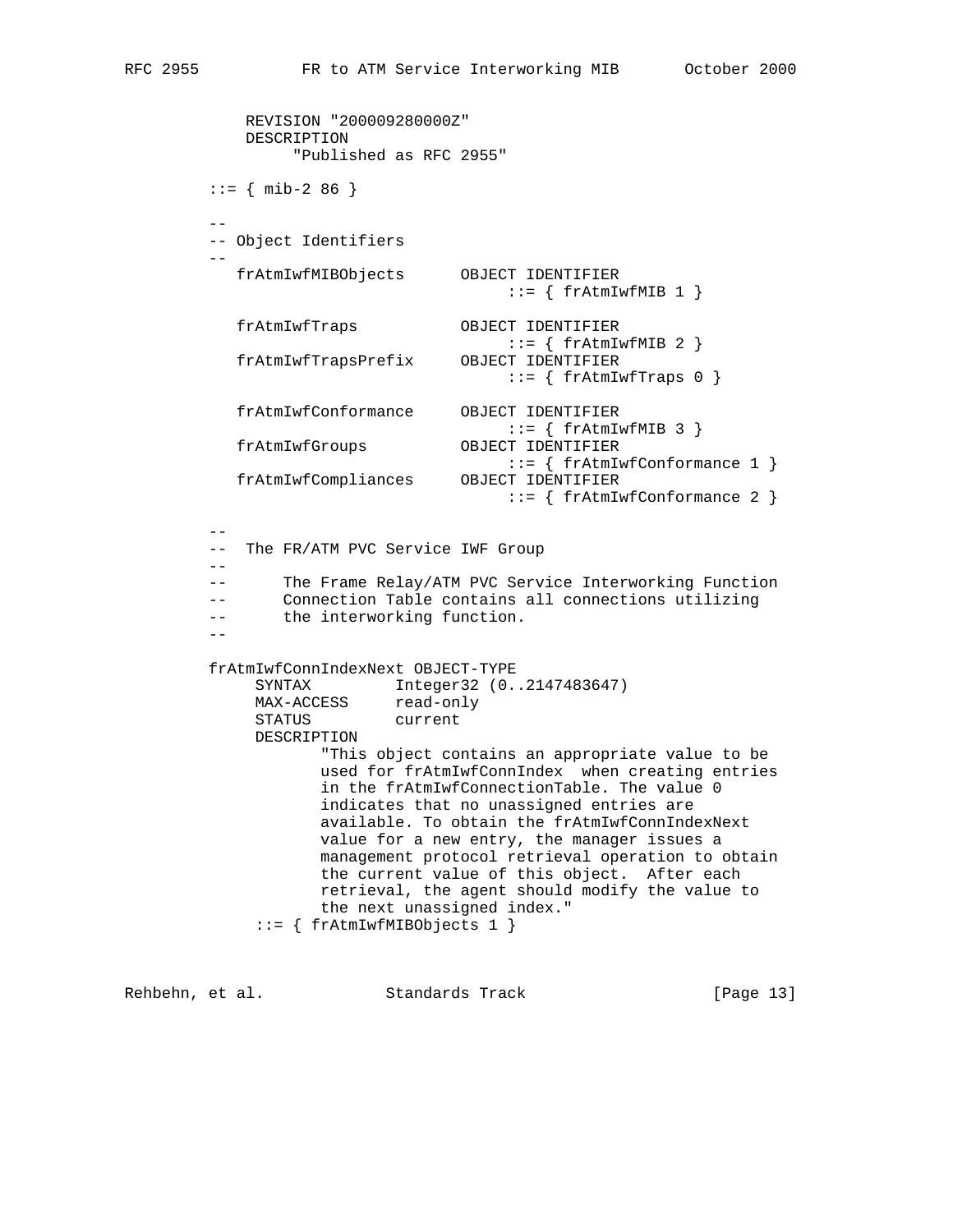```
     REVISION "200009280000Z"
     DESCRIPTION
          "Published as RFC 2955"

   ::= { mib-2 86 }

   --
   -- Object Identifiers
   --
      frAtmIwfMIBObjects      OBJECT IDENTIFIER
                                   ::= { frAtmIwfMIB 1 }

      frAtmIwfTraps           OBJECT IDENTIFIER
                                   ::= { frAtmIwfMIB 2 }
      frAtmIwfTrapsPrefix     OBJECT IDENTIFIER
                                   ::= { frAtmIwfTraps 0 }

      frAtmIwfConformance     OBJECT IDENTIFIER
                                   ::= { frAtmIwfMIB 3 }
      frAtmIwfGroups          OBJECT IDENTIFIER
                                   ::= { frAtmIwfConformance 1 }
      frAtmIwfCompliances     OBJECT IDENTIFIER
                                   ::= { frAtmIwfConformance 2 }

   --
   --  The FR/ATM PVC Service IWF Group
   --
   --      The Frame Relay/ATM PVC Service Interworking Function
   --      Connection Table contains all connections utilizing
   --      the interworking function.
   --

   frAtmIwfConnIndexNext OBJECT-TYPE
        SYNTAX         Integer32 (0..2147483647)
        MAX-ACCESS     read-only
        STATUS         current
        DESCRIPTION
               "This object contains an appropriate value to be
               used for frAtmIwfConnIndex  when creating entries
               in the frAtmIwfConnectionTable. The value 0
               indicates that no unassigned entries are
               available. To obtain the frAtmIwfConnIndexNext
               value for a new entry, the manager issues a
               management protocol retrieval operation to obtain
               the current value of this object.  After each
               retrieval, the agent should modify the value to
               the next unassigned index."
        ::= { frAtmIwfMIBObjects 1 }
```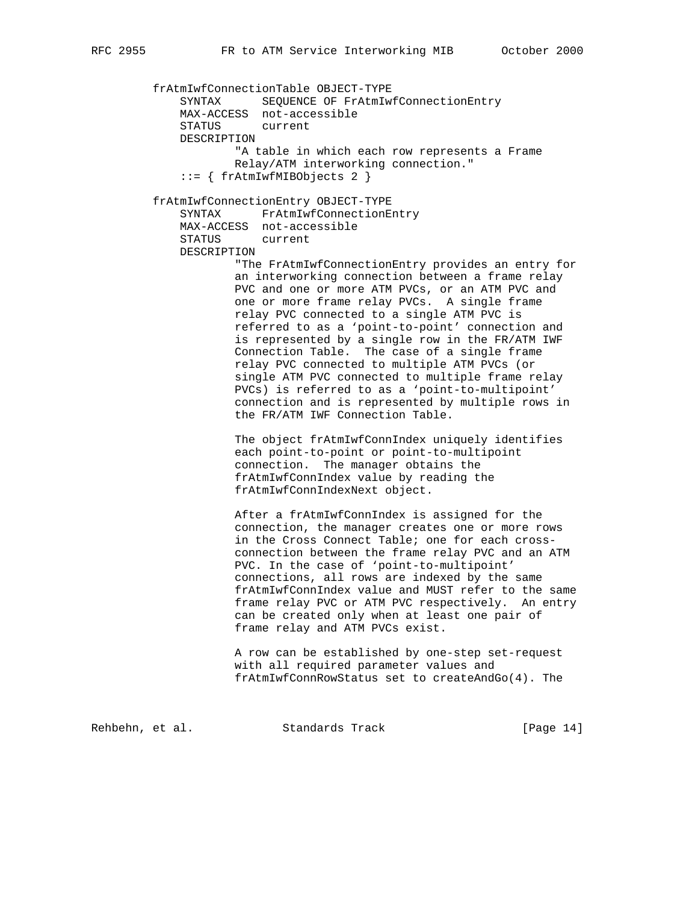```
frAtmIwfConnectionTable OBJECT-TYPE
    SYNTAX      SEQUENCE OF FrAtmIwfConnectionEntry
    MAX-ACCESS  not-accessible
    STATUS      current
    DESCRIPTION
            "A table in which each row represents a Frame
            Relay/ATM interworking connection."
    ::= { frAtmIwfMIBObjects 2 }

frAtmIwfConnectionEntry OBJECT-TYPE
    SYNTAX      FrAtmIwfConnectionEntry
    MAX-ACCESS  not-accessible
    STATUS      current
    DESCRIPTION
            "The FrAtmIwfConnectionEntry provides an entry for
            an interworking connection between a frame relay
            PVC and one or more ATM PVCs, or an ATM PVC and
            one or more frame relay PVCs.  A single frame
            relay PVC connected to a single ATM PVC is
            referred to as a 'point-to-point' connection and
            is represented by a single row in the FR/ATM IWF
            Connection Table.  The case of a single frame
            relay PVC connected to multiple ATM PVCs (or
            single ATM PVC connected to multiple frame relay
            PVCs) is referred to as a 'point-to-multipoint'
            connection and is represented by multiple rows in
            the FR/ATM IWF Connection Table.

            The object frAtmIwfConnIndex uniquely identifies
            each point-to-point or point-to-multipoint
            connection.  The manager obtains the
            frAtmIwfConnIndex value by reading the
            frAtmIwfConnIndexNext object.

            After a frAtmIwfConnIndex is assigned for the
            connection, the manager creates one or more rows
            in the Cross Connect Table; one for each cross-
            connection between the frame relay PVC and an ATM
            PVC. In the case of 'point-to-multipoint'
            connections, all rows are indexed by the same
            frAtmIwfConnIndex value and MUST refer to the same
            frame relay PVC or ATM PVC respectively.  An entry
            can be created only when at least one pair of
            frame relay and ATM PVCs exist.

            A row can be established by one-step set-request
            with all required parameter values and
            frAtmIwfConnRowStatus set to createAndGo(4). The
```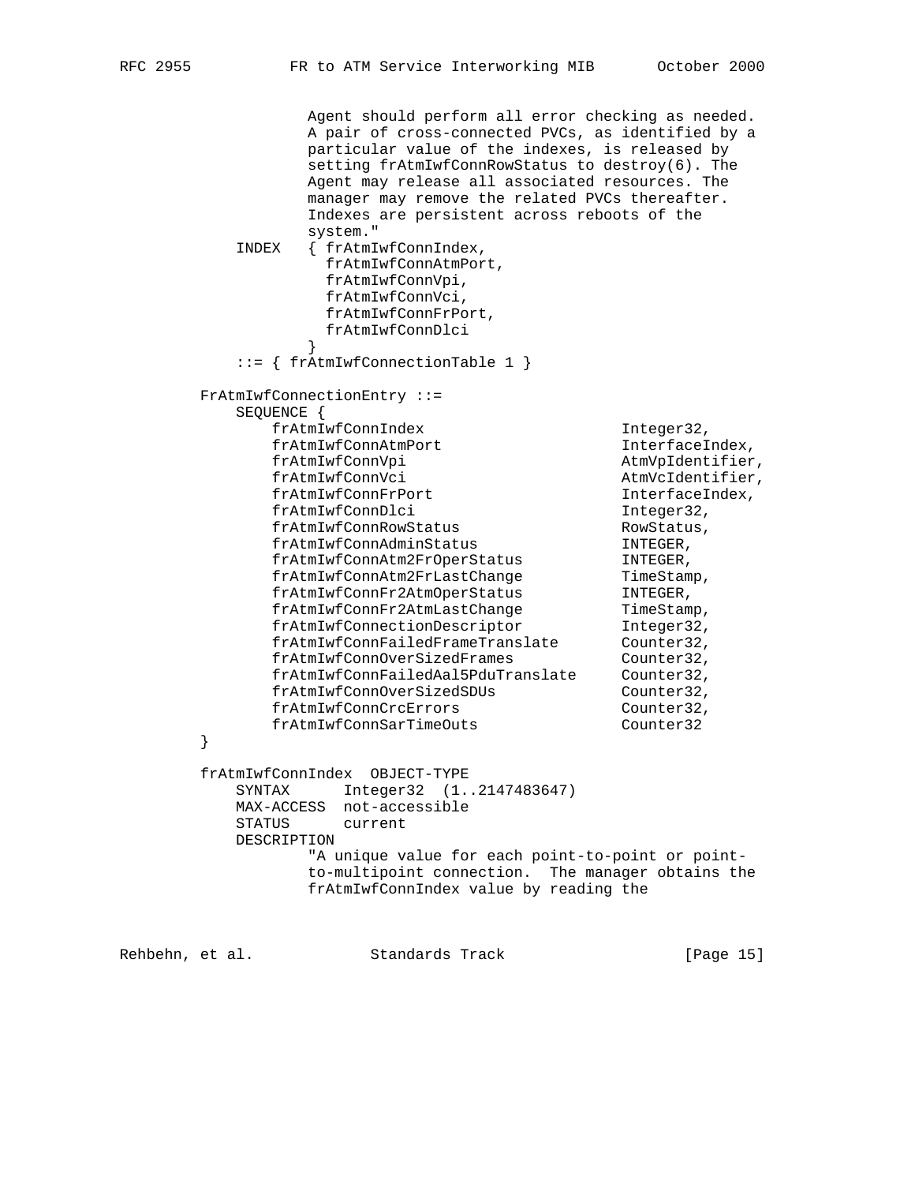```
                Agent should perform all error checking as needed.
                A pair of cross-connected PVCs, as identified by a
                particular value of the indexes, is released by
                setting frAtmIwfConnRowStatus to destroy(6). The
                Agent may release all associated resources. The
                manager may remove the related PVCs thereafter.
                Indexes are persistent across reboots of the
                system."
        INDEX   { frAtmIwfConnIndex,
                  frAtmIwfConnAtmPort,
                  frAtmIwfConnVpi,
                  frAtmIwfConnVci,
                  frAtmIwfConnFrPort,
                  frAtmIwfConnDlci
                }
        ::= { frAtmIwfConnectionTable 1 }

    FrAtmIwfConnectionEntry ::=
        SEQUENCE {
            frAtmIwfConnIndex                    Integer32,
            frAtmIwfConnAtmPort                  InterfaceIndex,
            frAtmIwfConnVpi                      AtmVpIdentifier,
            frAtmIwfConnVci                      AtmVcIdentifier,
            frAtmIwfConnFrPort                   InterfaceIndex,
            frAtmIwfConnDlci                     Integer32,
            frAtmIwfConnRowStatus                RowStatus,
            frAtmIwfConnAdminStatus              INTEGER,
            frAtmIwfConnAtm2FrOperStatus         INTEGER,
            frAtmIwfConnAtm2FrLastChange         TimeStamp,
            frAtmIwfConnFr2AtmOperStatus         INTEGER,
            frAtmIwfConnFr2AtmLastChange         TimeStamp,
            frAtmIwfConnectionDescriptor         Integer32,
            frAtmIwfConnFailedFrameTranslate     Counter32,
            frAtmIwfConnOverSizedFrames          Counter32,
            frAtmIwfConnFailedAal5PduTranslate   Counter32,
            frAtmIwfConnOverSizedSDUs            Counter32,
            frAtmIwfConnCrcErrors                Counter32,
            frAtmIwfConnSarTimeOuts              Counter32
    }

    frAtmIwfConnIndex  OBJECT-TYPE
        SYNTAX      Integer32  (1..2147483647)
        MAX-ACCESS  not-accessible
        STATUS      current
        DESCRIPTION
                "A unique value for each point-to-point or point-
                to-multipoint connection.  The manager obtains the
                frAtmIwfConnIndex value by reading the
```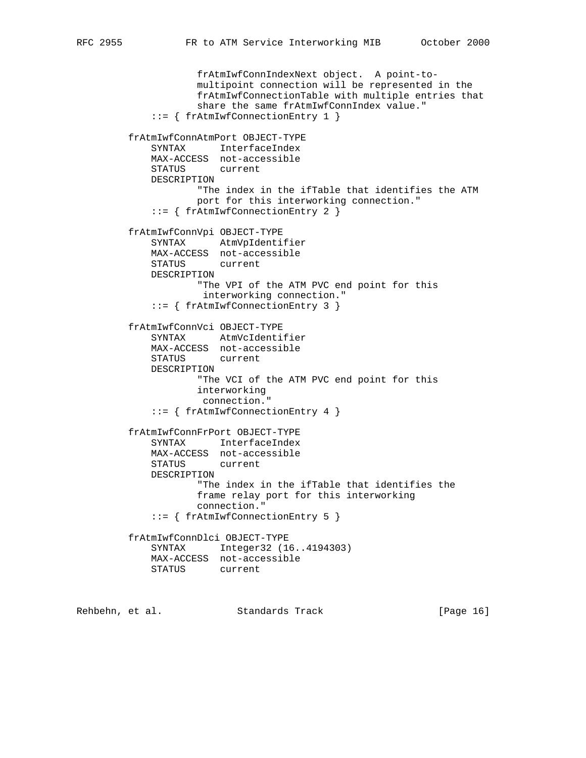```
                  frAtmIwfConnIndexNext object.  A point-to-
                  multipoint connection will be represented in the
                  frAtmIwfConnectionTable with multiple entries that
                  share the same frAtmIwfConnIndex value."
          ::= { frAtmIwfConnectionEntry 1 }

      frAtmIwfConnAtmPort OBJECT-TYPE
          SYNTAX      InterfaceIndex
          MAX-ACCESS  not-accessible
          STATUS      current
          DESCRIPTION
                  "The index in the ifTable that identifies the ATM
                  port for this interworking connection."
          ::= { frAtmIwfConnectionEntry 2 }

      frAtmIwfConnVpi OBJECT-TYPE
          SYNTAX      AtmVpIdentifier
          MAX-ACCESS  not-accessible
          STATUS      current
          DESCRIPTION
                  "The VPI of the ATM PVC end point for this
                   interworking connection."
          ::= { frAtmIwfConnectionEntry 3 }

      frAtmIwfConnVci OBJECT-TYPE
          SYNTAX      AtmVcIdentifier
          MAX-ACCESS  not-accessible
          STATUS      current
          DESCRIPTION
                  "The VCI of the ATM PVC end point for this
                  interworking
                   connection."
          ::= { frAtmIwfConnectionEntry 4 }

      frAtmIwfConnFrPort OBJECT-TYPE
          SYNTAX      InterfaceIndex
          MAX-ACCESS  not-accessible
          STATUS      current
          DESCRIPTION
                  "The index in the ifTable that identifies the
                  frame relay port for this interworking
                  connection."
          ::= { frAtmIwfConnectionEntry 5 }

      frAtmIwfConnDlci OBJECT-TYPE
          SYNTAX      Integer32 (16..4194303)
          MAX-ACCESS  not-accessible
          STATUS      current
```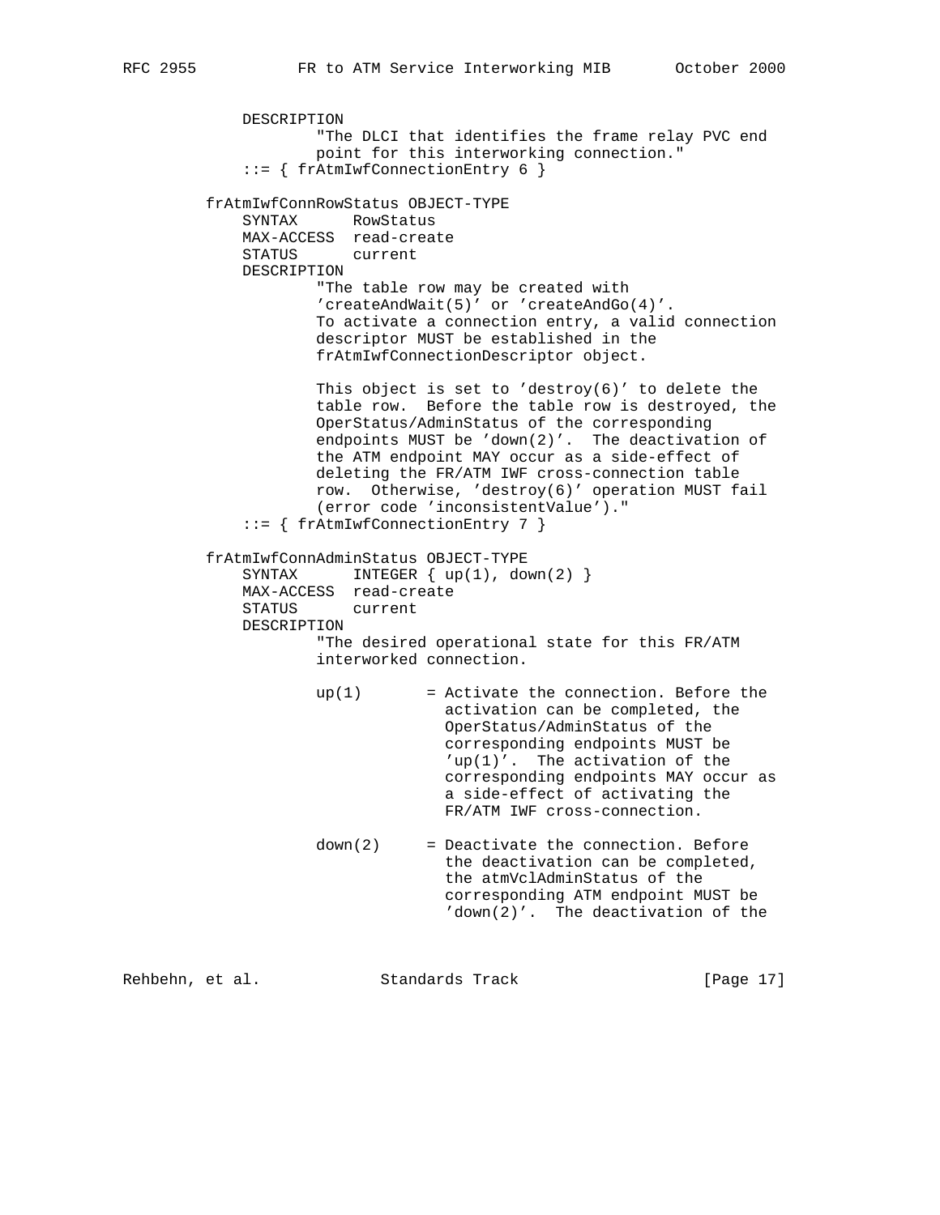```
            DESCRIPTION
                    "The DLCI that identifies the frame relay PVC end
                    point for this interworking connection."
            ::= { frAtmIwfConnectionEntry 6 }

        frAtmIwfConnRowStatus OBJECT-TYPE
            SYNTAX      RowStatus
            MAX-ACCESS  read-create
            STATUS      current
            DESCRIPTION
                    "The table row may be created with
                    'createAndWait(5)' or 'createAndGo(4)'.
                    To activate a connection entry, a valid connection
                    descriptor MUST be established in the
                    frAtmIwfConnectionDescriptor object.

                    This object is set to 'destroy(6)' to delete the
                    table row.  Before the table row is destroyed, the
                    OperStatus/AdminStatus of the corresponding
                    endpoints MUST be 'down(2)'.  The deactivation of
                    the ATM endpoint MAY occur as a side-effect of
                    deleting the FR/ATM IWF cross-connection table
                    row.  Otherwise, 'destroy(6)' operation MUST fail
                    (error code 'inconsistentValue')."
            ::= { frAtmIwfConnectionEntry 7 }

        frAtmIwfConnAdminStatus OBJECT-TYPE
            SYNTAX      INTEGER { up(1), down(2) }
            MAX-ACCESS  read-create
            STATUS      current
            DESCRIPTION
                    "The desired operational state for this FR/ATM
                    interworked connection.

                    up(1)       = Activate the connection. Before the
                                  activation can be completed, the
                                  OperStatus/AdminStatus of the
                                  corresponding endpoints MUST be
                                  'up(1)'.  The activation of the
                                  corresponding endpoints MAY occur as
                                  a side-effect of activating the
                                  FR/ATM IWF cross-connection.

                    down(2)     = Deactivate the connection. Before
                                  the deactivation can be completed,
                                  the atmVclAdminStatus of the
                                  corresponding ATM endpoint MUST be
                                  'down(2)'.  The deactivation of the
```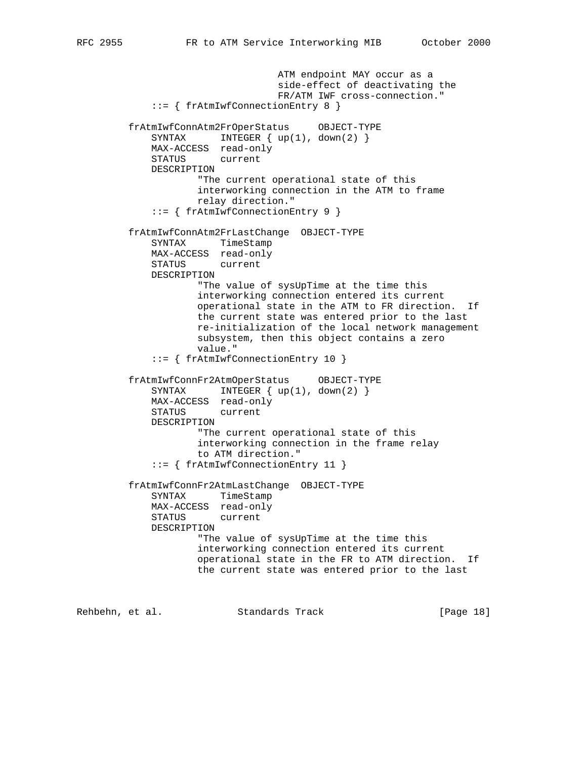```
                             ATM endpoint MAY occur as a
                             side-effect of deactivating the
                             FR/ATM IWF cross-connection."
           ::= { frAtmIwfConnectionEntry 8 }

       frAtmIwfConnAtm2FrOperStatus     OBJECT-TYPE
           SYNTAX      INTEGER { up(1), down(2) }
           MAX-ACCESS  read-only
           STATUS      current
           DESCRIPTION
                   "The current operational state of this
                   interworking connection in the ATM to frame
                   relay direction."
           ::= { frAtmIwfConnectionEntry 9 }

       frAtmIwfConnAtm2FrLastChange  OBJECT-TYPE
           SYNTAX      TimeStamp
           MAX-ACCESS  read-only
           STATUS      current
           DESCRIPTION
                   "The value of sysUpTime at the time this
                   interworking connection entered its current
                   operational state in the ATM to FR direction.  If
                   the current state was entered prior to the last
                   re-initialization of the local network management
                   subsystem, then this object contains a zero
                   value."
           ::= { frAtmIwfConnectionEntry 10 }

       frAtmIwfConnFr2AtmOperStatus     OBJECT-TYPE
           SYNTAX      INTEGER { up(1), down(2) }
           MAX-ACCESS  read-only
           STATUS      current
           DESCRIPTION
                   "The current operational state of this
                   interworking connection in the frame relay
                   to ATM direction."
           ::= { frAtmIwfConnectionEntry 11 }

       frAtmIwfConnFr2AtmLastChange  OBJECT-TYPE
           SYNTAX      TimeStamp
           MAX-ACCESS  read-only
           STATUS      current
           DESCRIPTION
                   "The value of sysUpTime at the time this
                   interworking connection entered its current
                   operational state in the FR to ATM direction.  If
                   the current state was entered prior to the last
```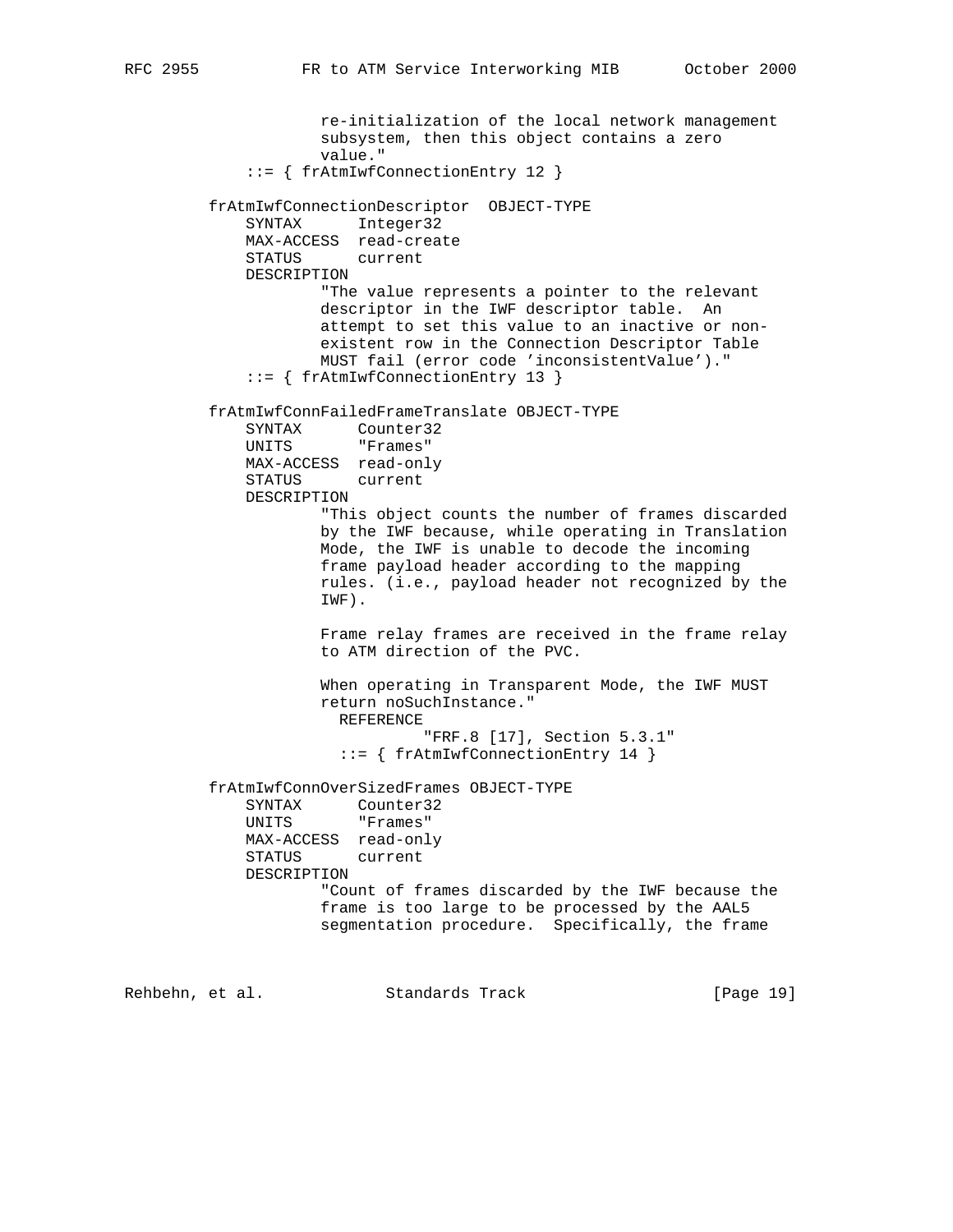```
                re-initialization of the local network management
                subsystem, then this object contains a zero
                value."
        ::= { frAtmIwfConnectionEntry 12 }

    frAtmIwfConnectionDescriptor  OBJECT-TYPE
        SYNTAX      Integer32
        MAX-ACCESS  read-create
        STATUS      current
        DESCRIPTION
                "The value represents a pointer to the relevant
                descriptor in the IWF descriptor table.  An
                attempt to set this value to an inactive or non-
                existent row in the Connection Descriptor Table
                MUST fail (error code 'inconsistentValue')."
        ::= { frAtmIwfConnectionEntry 13 }

    frAtmIwfConnFailedFrameTranslate OBJECT-TYPE
        SYNTAX      Counter32
        UNITS       "Frames"
        MAX-ACCESS  read-only
        STATUS      current
        DESCRIPTION
                "This object counts the number of frames discarded
                by the IWF because, while operating in Translation
                Mode, the IWF is unable to decode the incoming
                frame payload header according to the mapping
                rules. (i.e., payload header not recognized by the
                IWF).

                Frame relay frames are received in the frame relay
                to ATM direction of the PVC.

                When operating in Transparent Mode, the IWF MUST
                return noSuchInstance."
                  REFERENCE
                        "FRF.8 [17], Section 5.3.1"
                  ::= { frAtmIwfConnectionEntry 14 }

    frAtmIwfConnOverSizedFrames OBJECT-TYPE
        SYNTAX      Counter32
        UNITS       "Frames"
        MAX-ACCESS  read-only
        STATUS      current
        DESCRIPTION
                "Count of frames discarded by the IWF because the
                frame is too large to be processed by the AAL5
                segmentation procedure.  Specifically, the frame
```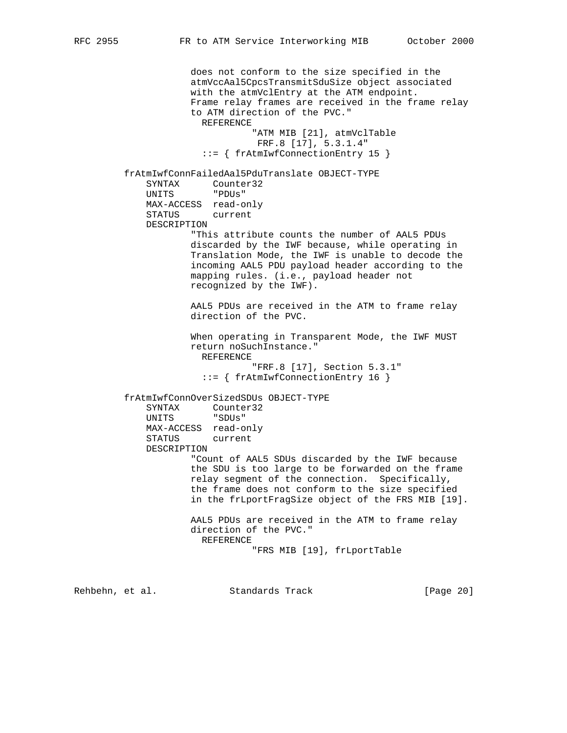```
                does not conform to the size specified in the
                atmVccAal5CpcsTransmitSduSize object associated
                with the atmVclEntry at the ATM endpoint.
                Frame relay frames are received in the frame relay
                to ATM direction of the PVC."
                  REFERENCE
                           "ATM MIB [21], atmVclTable
                            FRF.8 [17], 5.3.1.4"
                  ::= { frAtmIwfConnectionEntry 15 }

        frAtmIwfConnFailedAal5PduTranslate OBJECT-TYPE
            SYNTAX      Counter32
            UNITS       "PDUs"
            MAX-ACCESS  read-only
            STATUS      current
            DESCRIPTION
                "This attribute counts the number of AAL5 PDUs
                discarded by the IWF because, while operating in
                Translation Mode, the IWF is unable to decode the
                incoming AAL5 PDU payload header according to the
                mapping rules. (i.e., payload header not
                recognized by the IWF).

                AAL5 PDUs are received in the ATM to frame relay
                direction of the PVC.

                When operating in Transparent Mode, the IWF MUST
                return noSuchInstance."
                  REFERENCE
                           "FRF.8 [17], Section 5.3.1"
                  ::= { frAtmIwfConnectionEntry 16 }

        frAtmIwfConnOverSizedSDUs OBJECT-TYPE
            SYNTAX      Counter32
            UNITS       "SDUs"
            MAX-ACCESS  read-only
            STATUS      current
            DESCRIPTION
                "Count of AAL5 SDUs discarded by the IWF because
                the SDU is too large to be forwarded on the frame
                relay segment of the connection.  Specifically,
                the frame does not conform to the size specified
                in the frLportFragSize object of the FRS MIB [19].

                AAL5 PDUs are received in the ATM to frame relay
                direction of the PVC."
                  REFERENCE
                           "FRS MIB [19], frLportTable
```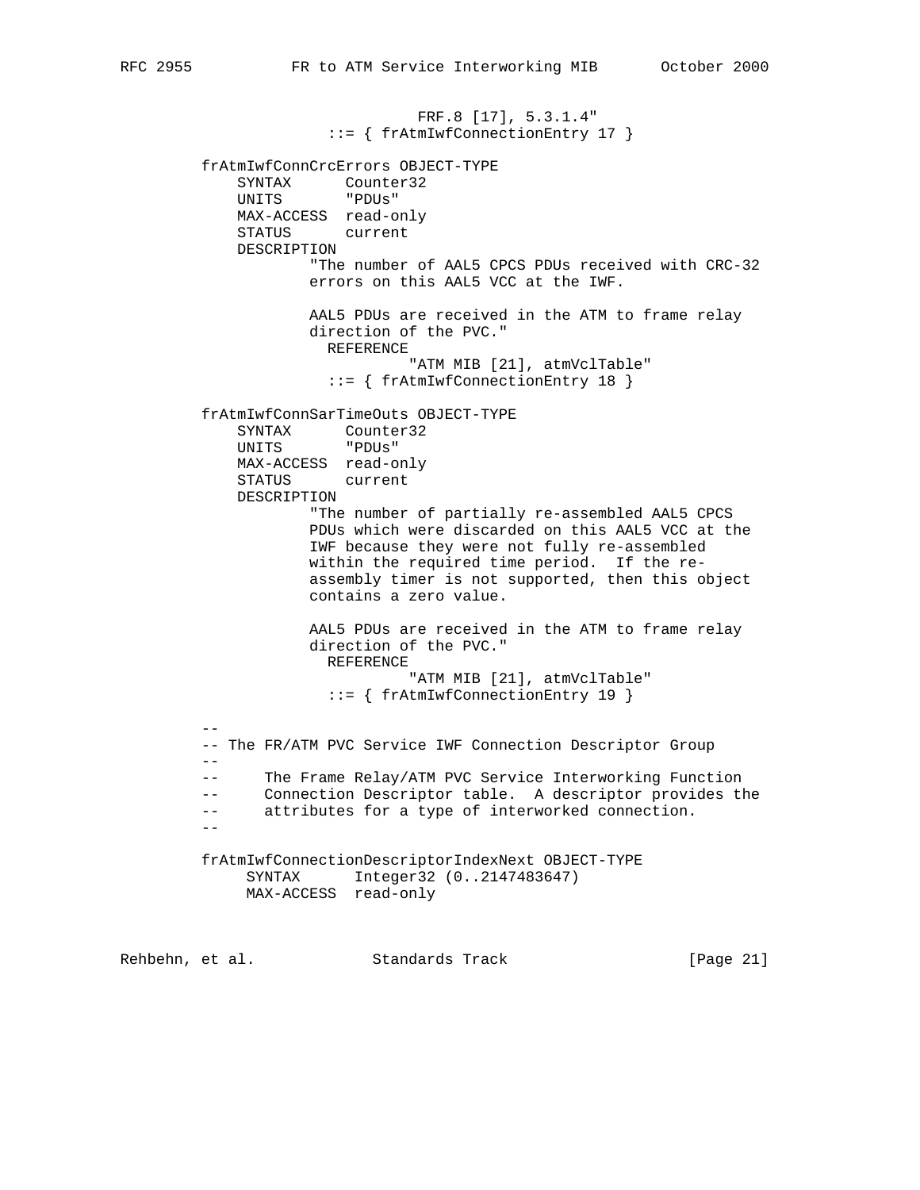```
                             FRF.8 [17], 5.3.1.4"
                  ::= { frAtmIwfConnectionEntry 17 }

        frAtmIwfConnCrcErrors OBJECT-TYPE
            SYNTAX      Counter32
            UNITS       "PDUs"
            MAX-ACCESS  read-only
            STATUS      current
            DESCRIPTION
                    "The number of AAL5 CPCS PDUs received with CRC-32
                    errors on this AAL5 VCC at the IWF.

                    AAL5 PDUs are received in the ATM to frame relay
                    direction of the PVC."
                  REFERENCE
                           "ATM MIB [21], atmVclTable"
                  ::= { frAtmIwfConnectionEntry 18 }

        frAtmIwfConnSarTimeOuts OBJECT-TYPE
            SYNTAX      Counter32
            UNITS       "PDUs"
            MAX-ACCESS  read-only
            STATUS      current
            DESCRIPTION
                    "The number of partially re-assembled AAL5 CPCS
                    PDUs which were discarded on this AAL5 VCC at the
                    IWF because they were not fully re-assembled
                    within the required time period.  If the re-
                    assembly timer is not supported, then this object
                    contains a zero value.

                    AAL5 PDUs are received in the ATM to frame relay
                    direction of the PVC."
                  REFERENCE
                           "ATM MIB [21], atmVclTable"
                  ::= { frAtmIwfConnectionEntry 19 }

        --
        -- The FR/ATM PVC Service IWF Connection Descriptor Group
        --
        --     The Frame Relay/ATM PVC Service Interworking Function
        --     Connection Descriptor table.  A descriptor provides the
        --     attributes for a type of interworked connection.
        --

        frAtmIwfConnectionDescriptorIndexNext OBJECT-TYPE
             SYNTAX      Integer32 (0..2147483647)
             MAX-ACCESS  read-only
```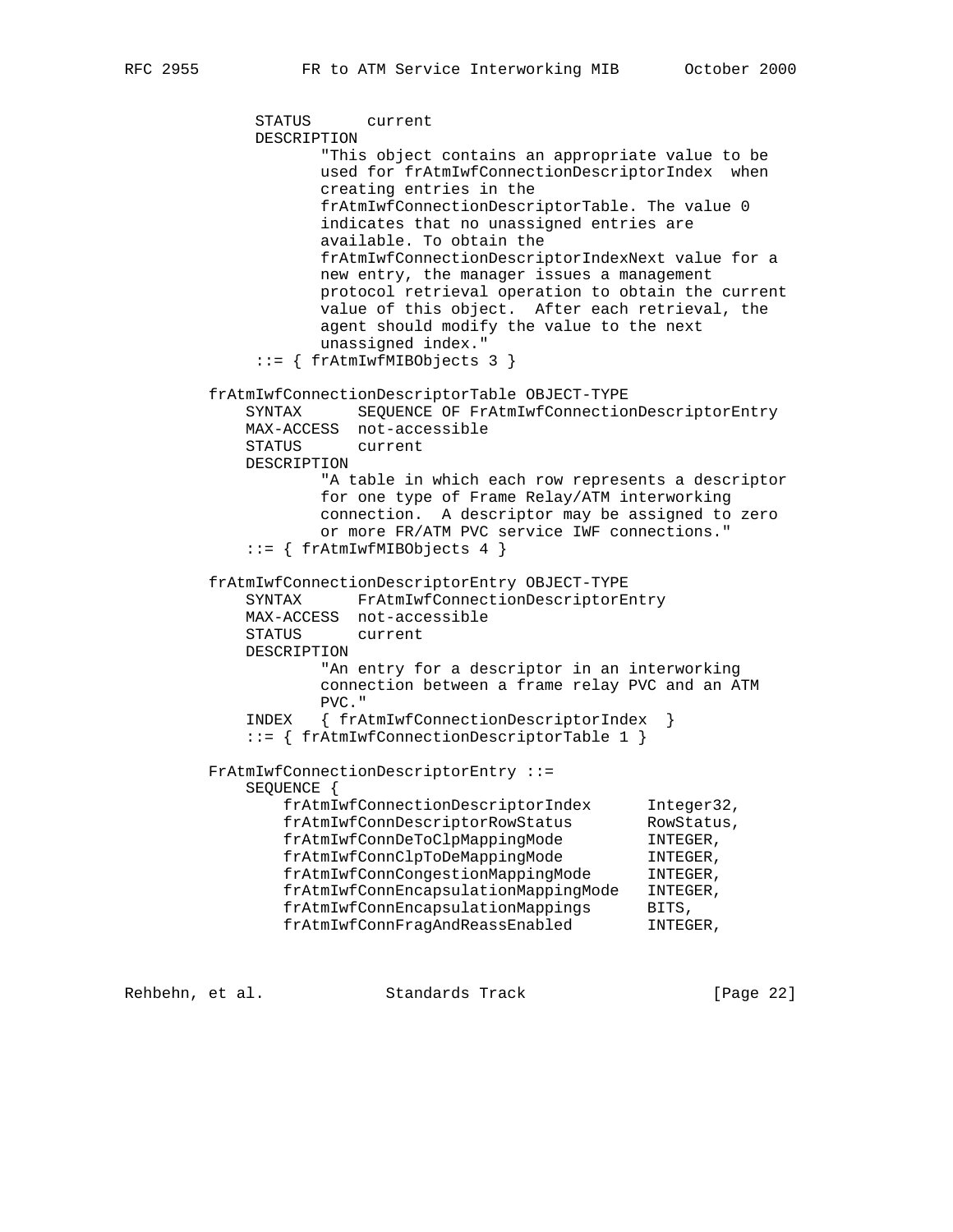```
           STATUS      current
           DESCRIPTION
                  "This object contains an appropriate value to be
                  used for frAtmIwfConnectionDescriptorIndex  when
                  creating entries in the
                  frAtmIwfConnectionDescriptorTable. The value 0
                  indicates that no unassigned entries are
                  available. To obtain the
                  frAtmIwfConnectionDescriptorIndexNext value for a
                  new entry, the manager issues a management
                  protocol retrieval operation to obtain the current
                  value of this object.  After each retrieval, the
                  agent should modify the value to the next
                  unassigned index."
           ::= { frAtmIwfMIBObjects 3 }

       frAtmIwfConnectionDescriptorTable OBJECT-TYPE
           SYNTAX      SEQUENCE OF FrAtmIwfConnectionDescriptorEntry
           MAX-ACCESS  not-accessible
           STATUS      current
           DESCRIPTION
                  "A table in which each row represents a descriptor
                  for one type of Frame Relay/ATM interworking
                  connection.  A descriptor may be assigned to zero
                  or more FR/ATM PVC service IWF connections."
           ::= { frAtmIwfMIBObjects 4 }

       frAtmIwfConnectionDescriptorEntry OBJECT-TYPE
           SYNTAX      FrAtmIwfConnectionDescriptorEntry
           MAX-ACCESS  not-accessible
           STATUS      current
           DESCRIPTION
                  "An entry for a descriptor in an interworking
                  connection between a frame relay PVC and an ATM
                  PVC."
           INDEX   { frAtmIwfConnectionDescriptorIndex  }
           ::= { frAtmIwfConnectionDescriptorTable 1 }

       FrAtmIwfConnectionDescriptorEntry ::=
           SEQUENCE {
               frAtmIwfConnectionDescriptorIndex      Integer32,
               frAtmIwfConnDescriptorRowStatus        RowStatus,
               frAtmIwfConnDeToClpMappingMode         INTEGER,
               frAtmIwfConnClpToDeMappingMode         INTEGER,
               frAtmIwfConnCongestionMappingMode      INTEGER,
               frAtmIwfConnEncapsulationMappingMode   INTEGER,
               frAtmIwfConnEncapsulationMappings      BITS,
               frAtmIwfConnFragAndReassEnabled        INTEGER,
```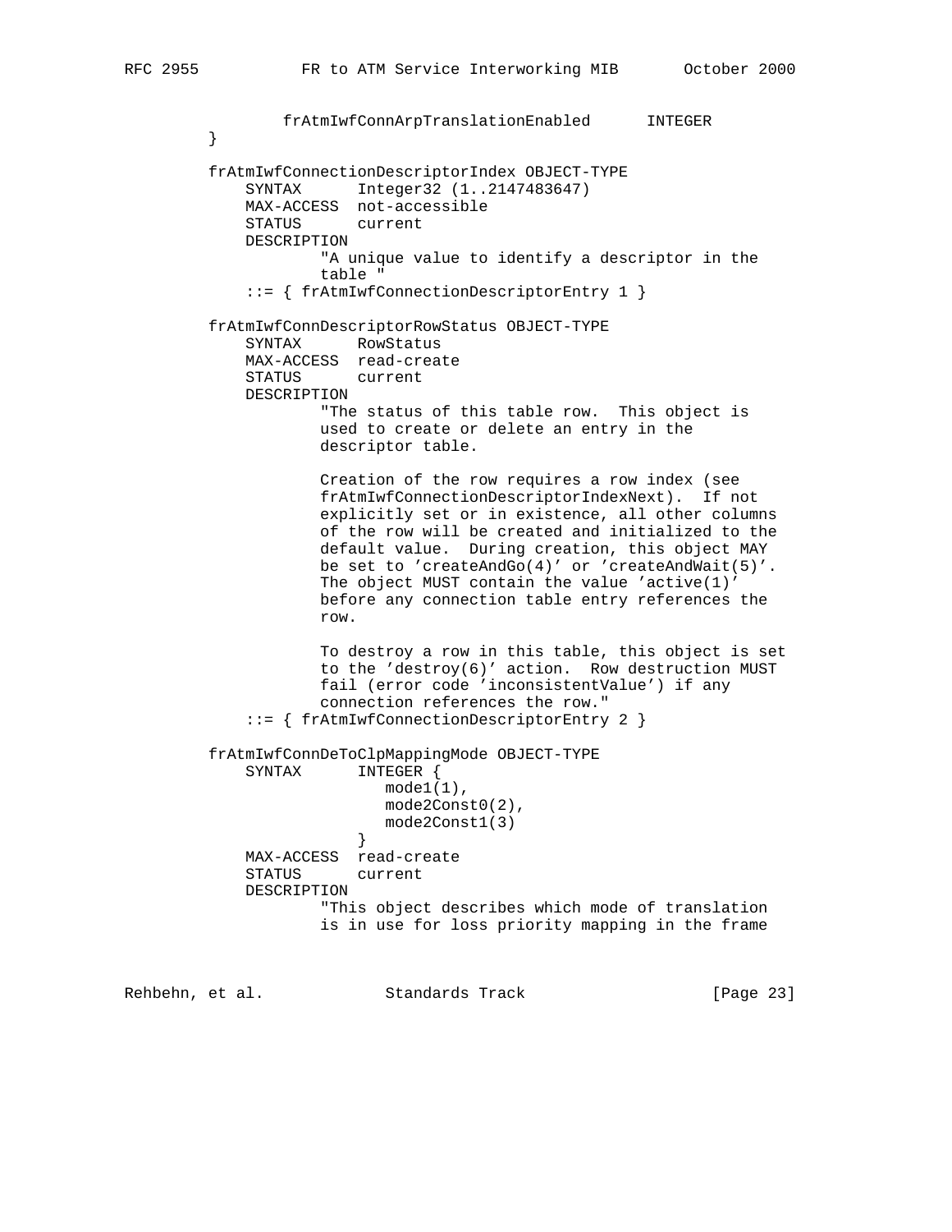```
            frAtmIwfConnArpTranslationEnabled      INTEGER
        }

        frAtmIwfConnectionDescriptorIndex OBJECT-TYPE
            SYNTAX      Integer32 (1..2147483647)
            MAX-ACCESS  not-accessible
            STATUS      current
            DESCRIPTION
                    "A unique value to identify a descriptor in the
                    table "
            ::= { frAtmIwfConnectionDescriptorEntry 1 }

        frAtmIwfConnDescriptorRowStatus OBJECT-TYPE
            SYNTAX      RowStatus
            MAX-ACCESS  read-create
            STATUS      current
            DESCRIPTION
                    "The status of this table row.  This object is
                    used to create or delete an entry in the
                    descriptor table.

                    Creation of the row requires a row index (see
                    frAtmIwfConnectionDescriptorIndexNext).  If not
                    explicitly set or in existence, all other columns
                    of the row will be created and initialized to the
                    default value.  During creation, this object MAY
                    be set to 'createAndGo(4)' or 'createAndWait(5)'.
                    The object MUST contain the value 'active(1)'
                    before any connection table entry references the
                    row.

                    To destroy a row in this table, this object is set
                    to the 'destroy(6)' action.  Row destruction MUST
                    fail (error code 'inconsistentValue') if any
                    connection references the row."
            ::= { frAtmIwfConnectionDescriptorEntry 2 }

        frAtmIwfConnDeToClpMappingMode OBJECT-TYPE
            SYNTAX      INTEGER {
                           mode1(1),
                           mode2Const0(2),
                           mode2Const1(3)
                        }
            MAX-ACCESS  read-create
            STATUS      current
            DESCRIPTION
                    "This object describes which mode of translation
                    is in use for loss priority mapping in the frame
```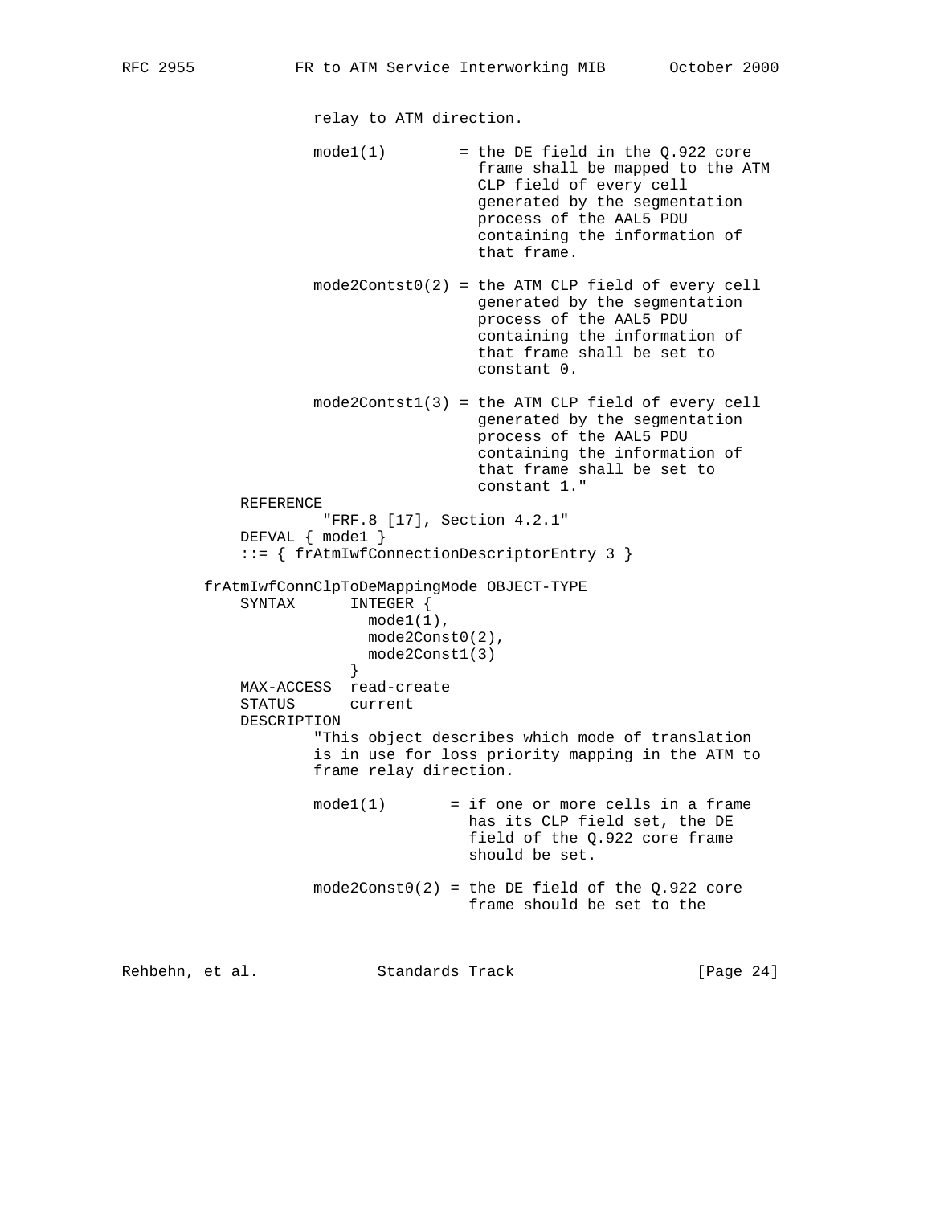```
                relay to ATM direction.

                mode1(1)        = the DE field in the Q.922 core
                                  frame shall be mapped to the ATM
                                  CLP field of every cell
                                  generated by the segmentation
                                  process of the AAL5 PDU
                                  containing the information of
                                  that frame.

                mode2Contst0(2) = the ATM CLP field of every cell
                                  generated by the segmentation
                                  process of the AAL5 PDU
                                  containing the information of
                                  that frame shall be set to
                                  constant 0.

                mode2Contst1(3) = the ATM CLP field of every cell
                                  generated by the segmentation
                                  process of the AAL5 PDU
                                  containing the information of
                                  that frame shall be set to
                                  constant 1."
        REFERENCE
                "FRF.8 [17], Section 4.2.1"
        DEFVAL { mode1 }
        ::= { frAtmIwfConnectionDescriptorEntry 3 }

    frAtmIwfConnClpToDeMappingMode OBJECT-TYPE
        SYNTAX      INTEGER {
                      mode1(1),
                      mode2Const0(2),
                      mode2Const1(3)
                    }
        MAX-ACCESS  read-create
        STATUS      current
        DESCRIPTION
                "This object describes which mode of translation
                is in use for loss priority mapping in the ATM to
                frame relay direction.

                mode1(1)       = if one or more cells in a frame
                                 has its CLP field set, the DE
                                 field of the Q.922 core frame
                                 should be set.

                mode2Const0(2) = the DE field of the Q.922 core
                                 frame should be set to the
```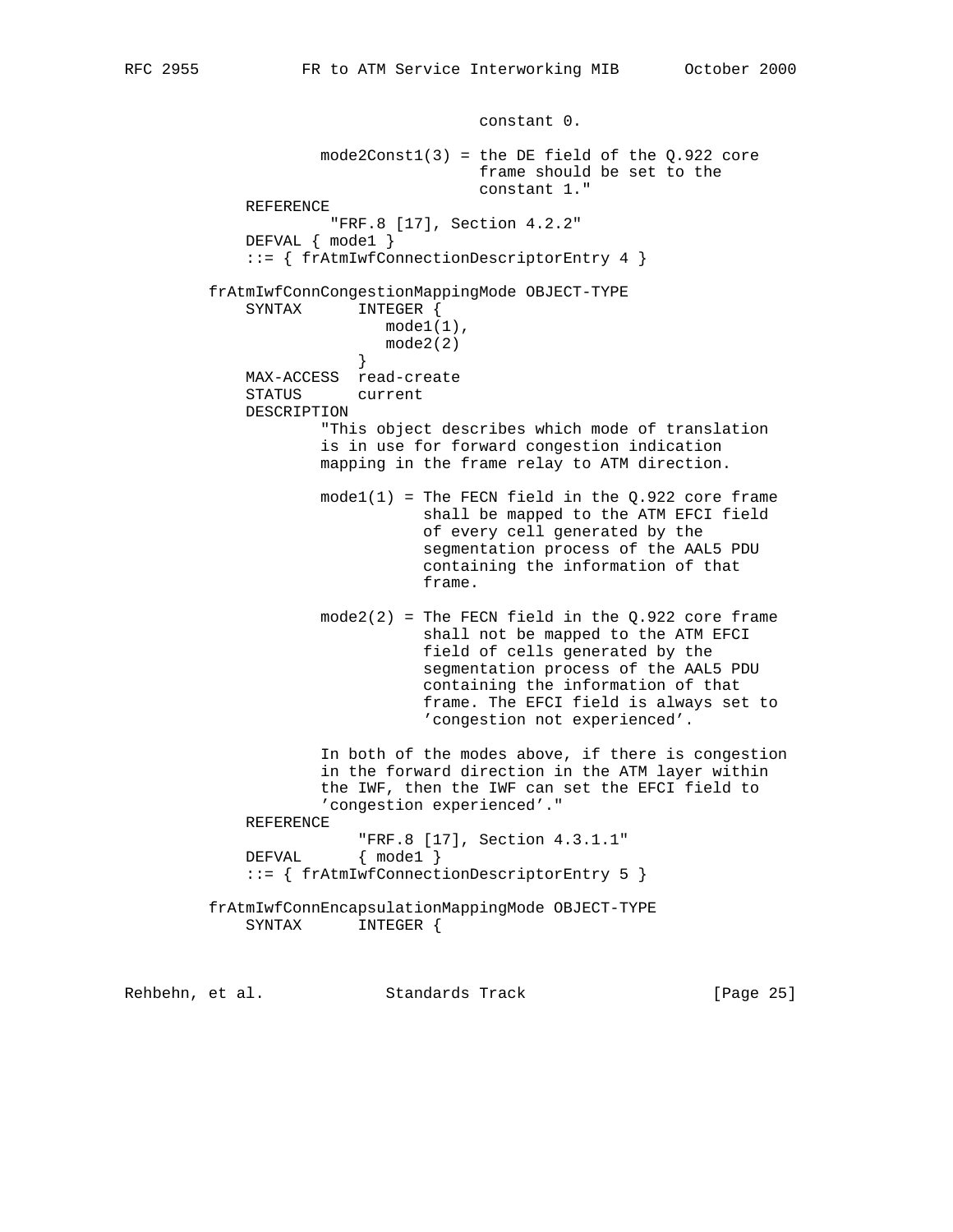```
                                  constant 0.

                    mode2Const1(3) = the DE field of the Q.922 core
                                  frame should be set to the
                                  constant 1."
            REFERENCE
                     "FRF.8 [17], Section 4.2.2"
            DEFVAL { mode1 }
            ::= { frAtmIwfConnectionDescriptorEntry 4 }

        frAtmIwfConnCongestionMappingMode OBJECT-TYPE
            SYNTAX      INTEGER {
                           mode1(1),
                           mode2(2)
                        }
            MAX-ACCESS  read-create
            STATUS      current
            DESCRIPTION
                    "This object describes which mode of translation
                    is in use for forward congestion indication
                    mapping in the frame relay to ATM direction.

                    mode1(1) = The FECN field in the Q.922 core frame
                               shall be mapped to the ATM EFCI field
                               of every cell generated by the
                               segmentation process of the AAL5 PDU
                               containing the information of that
                               frame.

                    mode2(2) = The FECN field in the Q.922 core frame
                               shall not be mapped to the ATM EFCI
                               field of cells generated by the
                               segmentation process of the AAL5 PDU
                               containing the information of that
                               frame. The EFCI field is always set to
                               'congestion not experienced'.

                    In both of the modes above, if there is congestion
                    in the forward direction in the ATM layer within
                    the IWF, then the IWF can set the EFCI field to
                    'congestion experienced'."
            REFERENCE
                        "FRF.8 [17], Section 4.3.1.1"
            DEFVAL      { mode1 }
            ::= { frAtmIwfConnectionDescriptorEntry 5 }

        frAtmIwfConnEncapsulationMappingMode OBJECT-TYPE
            SYNTAX      INTEGER {
```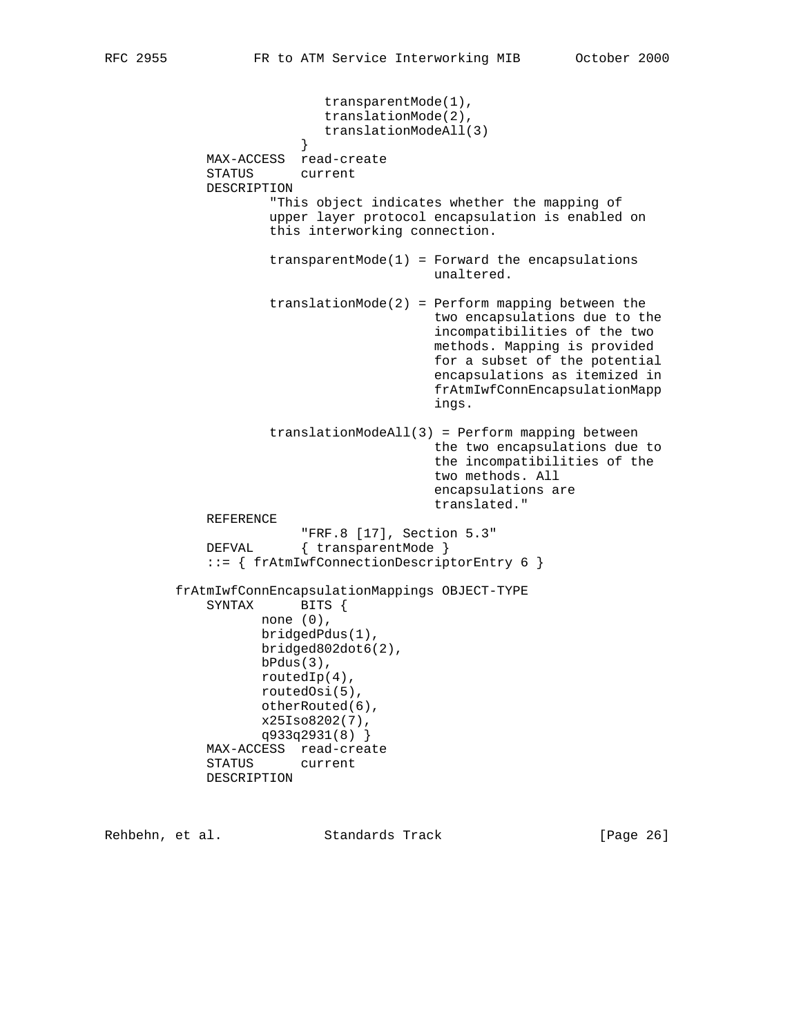```
                        transparentMode(1),
                        translationMode(2),
                        translationModeAll(3)
                      }
           MAX-ACCESS  read-create
           STATUS      current
           DESCRIPTION
                   "This object indicates whether the mapping of
                   upper layer protocol encapsulation is enabled on
                   this interworking connection.

                   transparentMode(1) = Forward the encapsulations
                                        unaltered.

                   translationMode(2) = Perform mapping between the
                                        two encapsulations due to the
                                        incompatibilities of the two
                                        methods. Mapping is provided
                                        for a subset of the potential
                                        encapsulations as itemized in
                                        frAtmIwfConnEncapsulationMapp
                                        ings.

                   translationModeAll(3) = Perform mapping between
                                        the two encapsulations due to
                                        the incompatibilities of the
                                        two methods. All
                                        encapsulations are
                                        translated."
           REFERENCE
                      "FRF.8 [17], Section 5.3"
           DEFVAL      { transparentMode }
           ::= { frAtmIwfConnectionDescriptorEntry 6 }

       frAtmIwfConnEncapsulationMappings OBJECT-TYPE
           SYNTAX      BITS {
                  none (0),
                  bridgedPdus(1),
                  bridged802dot6(2),
                  bPdus(3),
                  routedIp(4),
                  routedOsi(5),
                  otherRouted(6),
                  x25Iso8202(7),
                  q933q2931(8) }
           MAX-ACCESS  read-create
           STATUS      current
           DESCRIPTION
```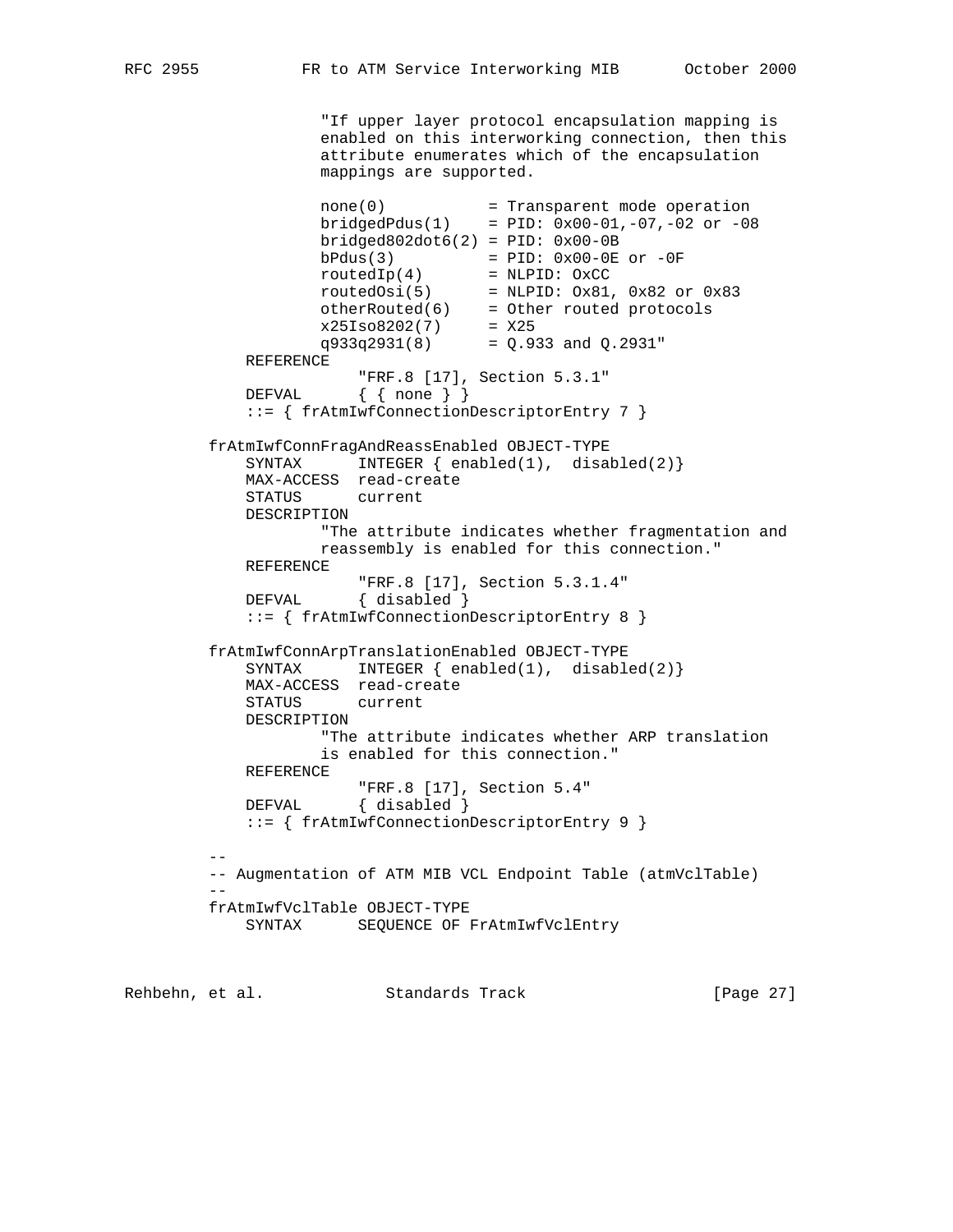```
                "If upper layer protocol encapsulation mapping is
                enabled on this interworking connection, then this
                attribute enumerates which of the encapsulation
                mappings are supported.

                none(0)           = Transparent mode operation
                bridgedPdus(1)    = PID: 0x00-01,-07,-02 or -08
                bridged802dot6(2) = PID: 0x00-0B
                bPdus(3)          = PID: 0x00-0E or -0F
                routedIp(4)       = NLPID: OxCC
                routedOsi(5)      = NLPID: Ox81, 0x82 or 0x83
                otherRouted(6)    = Other routed protocols
                x25Iso8202(7)     = X25
                q933q2931(8)      = Q.933 and Q.2931"
        REFERENCE
                "FRF.8 [17], Section 5.3.1"
        DEFVAL      { { none } }
        ::= { frAtmIwfConnectionDescriptorEntry 7 }

    frAtmIwfConnFragAndReassEnabled OBJECT-TYPE
        SYNTAX      INTEGER { enabled(1),  disabled(2)}
        MAX-ACCESS  read-create
        STATUS      current
        DESCRIPTION
                "The attribute indicates whether fragmentation and
                reassembly is enabled for this connection."
        REFERENCE
                "FRF.8 [17], Section 5.3.1.4"
        DEFVAL      { disabled }
        ::= { frAtmIwfConnectionDescriptorEntry 8 }

    frAtmIwfConnArpTranslationEnabled OBJECT-TYPE
        SYNTAX      INTEGER { enabled(1),  disabled(2)}
        MAX-ACCESS  read-create
        STATUS      current
        DESCRIPTION
                "The attribute indicates whether ARP translation
                is enabled for this connection."
        REFERENCE
                "FRF.8 [17], Section 5.4"
        DEFVAL      { disabled }
        ::= { frAtmIwfConnectionDescriptorEntry 9 }

    --
    -- Augmentation of ATM MIB VCL Endpoint Table (atmVclTable)
    --
    frAtmIwfVclTable OBJECT-TYPE
        SYNTAX      SEQUENCE OF FrAtmIwfVclEntry
```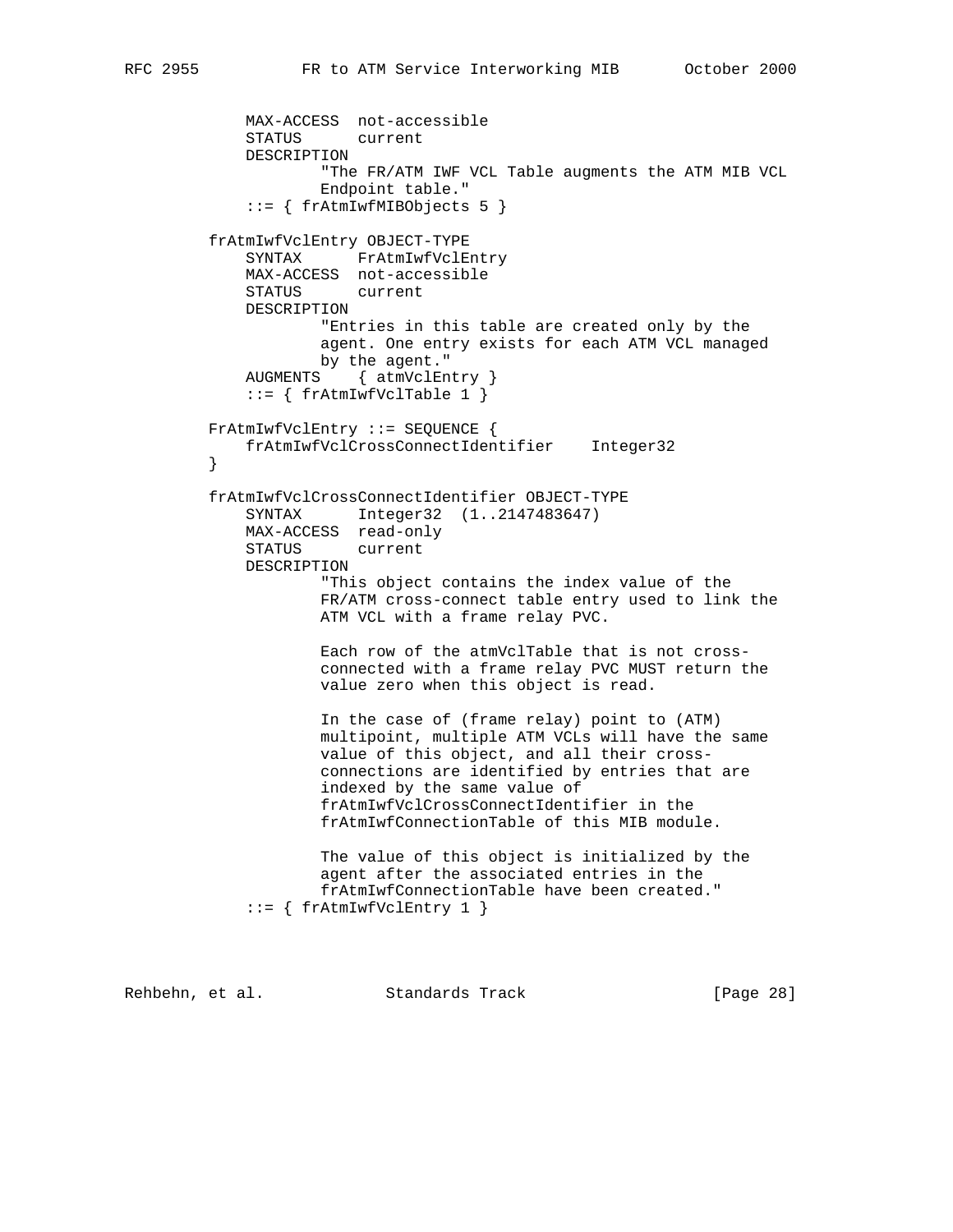```
    MAX-ACCESS  not-accessible
    STATUS      current
    DESCRIPTION
            "The FR/ATM IWF VCL Table augments the ATM MIB VCL
            Endpoint table."
    ::= { frAtmIwfMIBObjects 5 }

frAtmIwfVclEntry OBJECT-TYPE
    SYNTAX      FrAtmIwfVclEntry
    MAX-ACCESS  not-accessible
    STATUS      current
    DESCRIPTION
            "Entries in this table are created only by the
            agent. One entry exists for each ATM VCL managed
            by the agent."
    AUGMENTS    { atmVclEntry }
    ::= { frAtmIwfVclTable 1 }

FrAtmIwfVclEntry ::= SEQUENCE {
    frAtmIwfVclCrossConnectIdentifier    Integer32
}

frAtmIwfVclCrossConnectIdentifier OBJECT-TYPE
    SYNTAX      Integer32  (1..2147483647)
    MAX-ACCESS  read-only
    STATUS      current
    DESCRIPTION
            "This object contains the index value of the
            FR/ATM cross-connect table entry used to link the
            ATM VCL with a frame relay PVC.

            Each row of the atmVclTable that is not cross-
            connected with a frame relay PVC MUST return the
            value zero when this object is read.

            In the case of (frame relay) point to (ATM)
            multipoint, multiple ATM VCLs will have the same
            value of this object, and all their cross-
            connections are identified by entries that are
            indexed by the same value of
            frAtmIwfVclCrossConnectIdentifier in the
            frAtmIwfConnectionTable of this MIB module.

            The value of this object is initialized by the
            agent after the associated entries in the
            frAtmIwfConnectionTable have been created."
    ::= { frAtmIwfVclEntry 1 }
```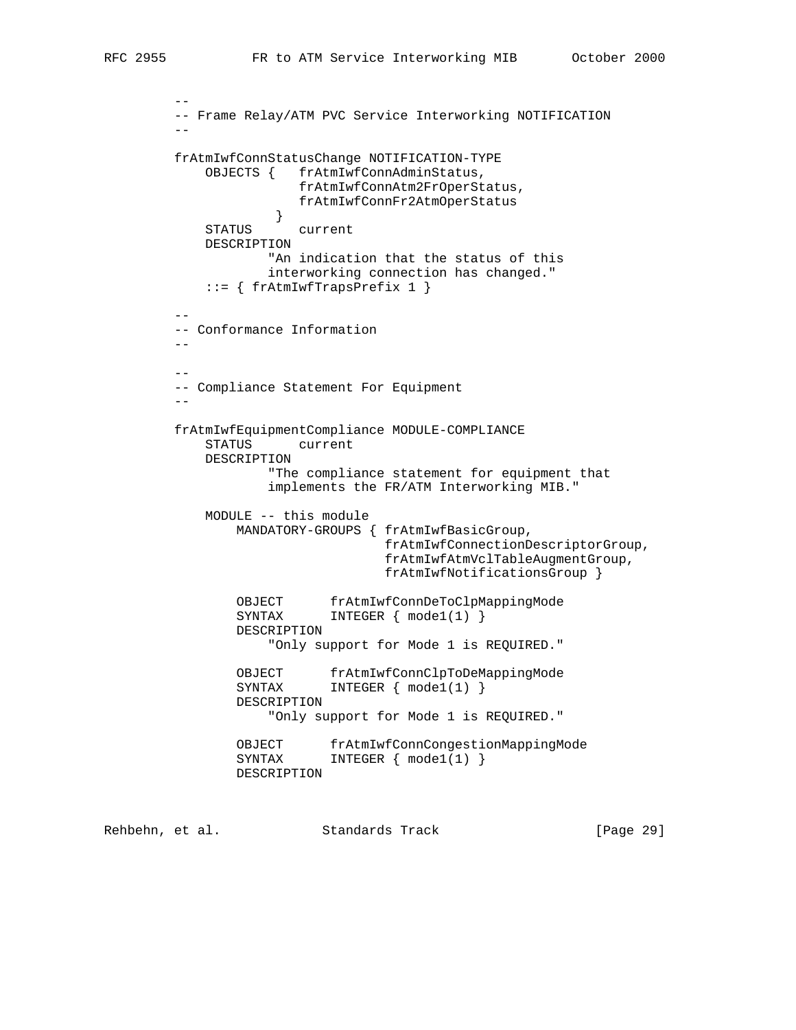```
--
-- Frame Relay/ATM PVC Service Interworking NOTIFICATION
--

frAtmIwfConnStatusChange NOTIFICATION-TYPE
    OBJECTS {   frAtmIwfConnAdminStatus,
                frAtmIwfConnAtm2FrOperStatus,
                frAtmIwfConnFr2AtmOperStatus
            }
    STATUS      current
    DESCRIPTION
            "An indication that the status of this
            interworking connection has changed."
    ::= { frAtmIwfTrapsPrefix 1 }

--
-- Conformance Information
--

--
-- Compliance Statement For Equipment
--

frAtmIwfEquipmentCompliance MODULE-COMPLIANCE
    STATUS      current
    DESCRIPTION
            "The compliance statement for equipment that
            implements the FR/ATM Interworking MIB."

    MODULE -- this module
        MANDATORY-GROUPS { frAtmIwfBasicGroup,
                           frAtmIwfConnectionDescriptorGroup,
                           frAtmIwfAtmVclTableAugmentGroup,
                           frAtmIwfNotificationsGroup }

        OBJECT      frAtmIwfConnDeToClpMappingMode
        SYNTAX      INTEGER { mode1(1) }
        DESCRIPTION
            "Only support for Mode 1 is REQUIRED."

        OBJECT      frAtmIwfConnClpToDeMappingMode
        SYNTAX      INTEGER { mode1(1) }
        DESCRIPTION
            "Only support for Mode 1 is REQUIRED."

        OBJECT      frAtmIwfConnCongestionMappingMode
        SYNTAX      INTEGER { mode1(1) }
        DESCRIPTION
```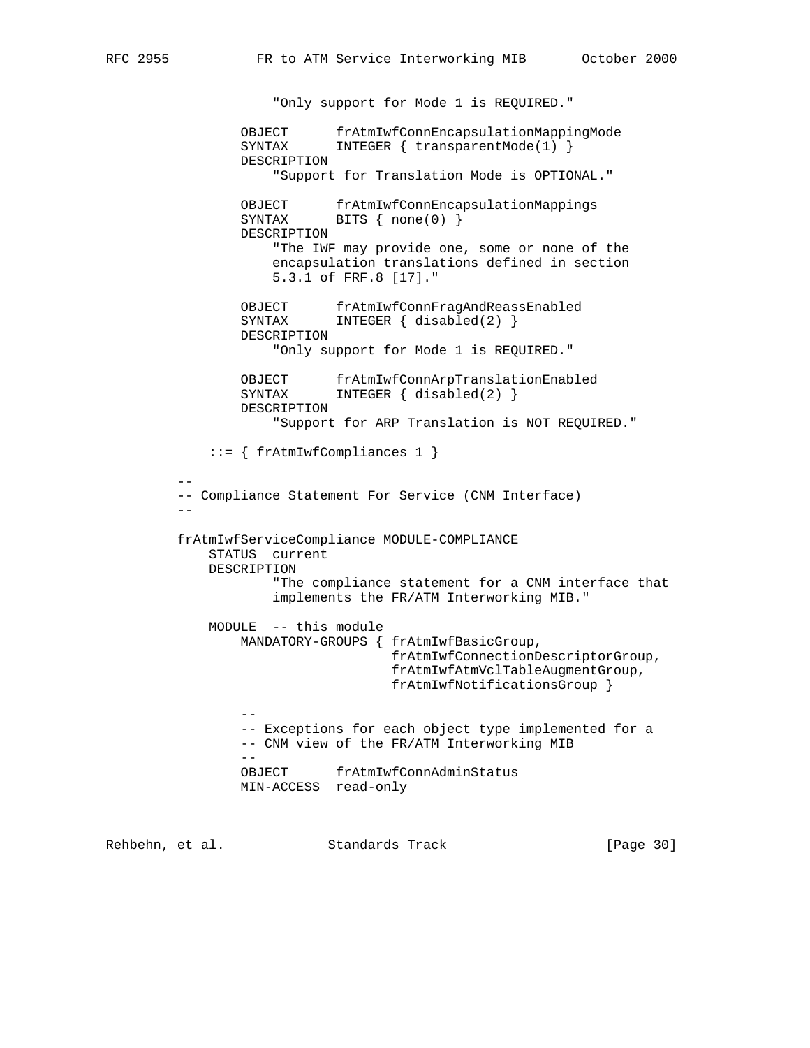```
                "Only support for Mode 1 is REQUIRED."

            OBJECT      frAtmIwfConnEncapsulationMappingMode
            SYNTAX      INTEGER { transparentMode(1) }
            DESCRIPTION
                "Support for Translation Mode is OPTIONAL."

            OBJECT      frAtmIwfConnEncapsulationMappings
            SYNTAX      BITS { none(0) }
            DESCRIPTION
                "The IWF may provide one, some or none of the
                encapsulation translations defined in section
                5.3.1 of FRF.8 [17]."

            OBJECT      frAtmIwfConnFragAndReassEnabled
            SYNTAX      INTEGER { disabled(2) }
            DESCRIPTION
                "Only support for Mode 1 is REQUIRED."

            OBJECT      frAtmIwfConnArpTranslationEnabled
            SYNTAX      INTEGER { disabled(2) }
            DESCRIPTION
                "Support for ARP Translation is NOT REQUIRED."

        ::= { frAtmIwfCompliances 1 }

    --
    -- Compliance Statement For Service (CNM Interface)
    --

    frAtmIwfServiceCompliance MODULE-COMPLIANCE
        STATUS  current
        DESCRIPTION
                "The compliance statement for a CNM interface that
                implements the FR/ATM Interworking MIB."

        MODULE  -- this module
            MANDATORY-GROUPS { frAtmIwfBasicGroup,
                               frAtmIwfConnectionDescriptorGroup,
                               frAtmIwfAtmVclTableAugmentGroup,
                               frAtmIwfNotificationsGroup }

            --
            -- Exceptions for each object type implemented for a
            -- CNM view of the FR/ATM Interworking MIB
            --
            OBJECT      frAtmIwfConnAdminStatus
            MIN-ACCESS  read-only
```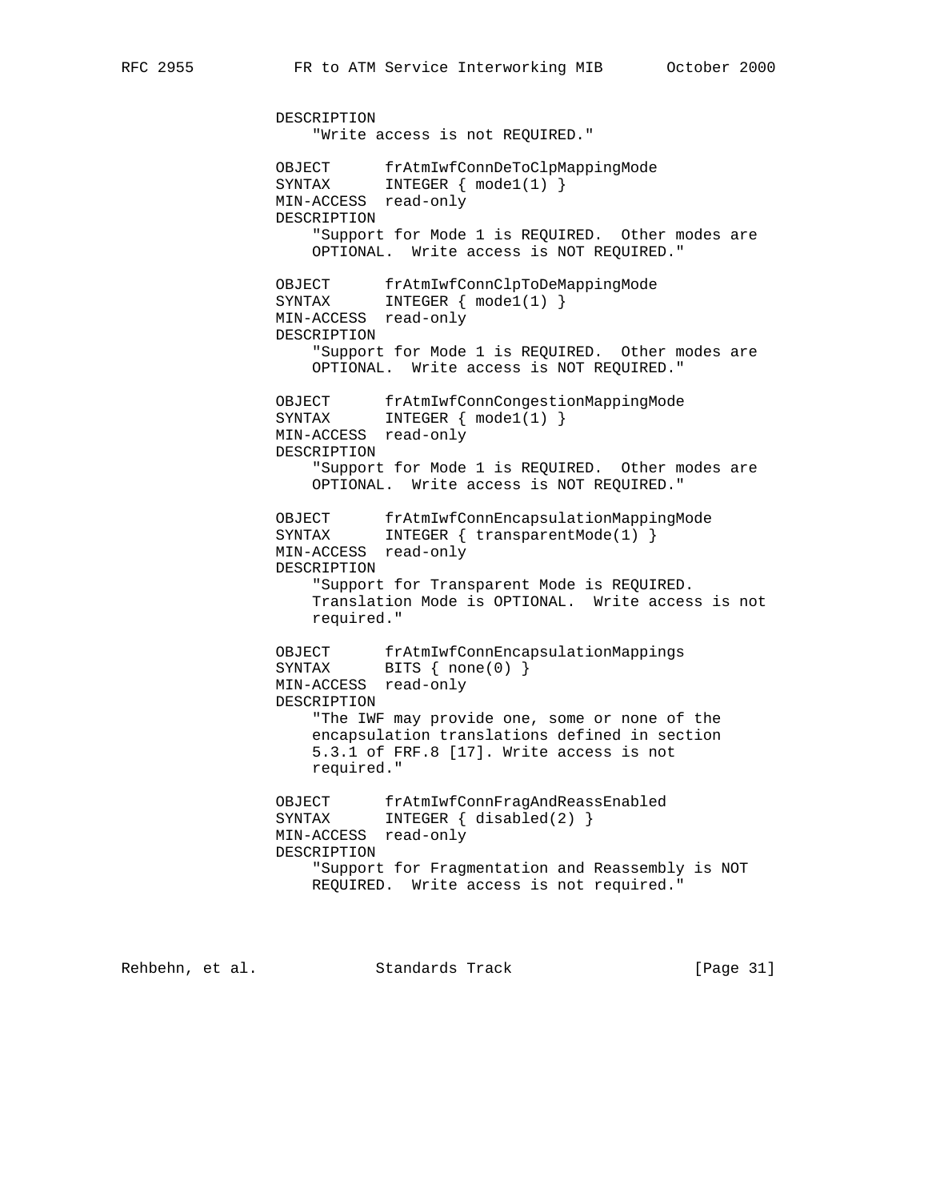```
                DESCRIPTION
                    "Write access is not REQUIRED."

                OBJECT      frAtmIwfConnDeToClpMappingMode
                SYNTAX      INTEGER { mode1(1) }
                MIN-ACCESS  read-only
                DESCRIPTION
                    "Support for Mode 1 is REQUIRED.  Other modes are
                    OPTIONAL.  Write access is NOT REQUIRED."

                OBJECT      frAtmIwfConnClpToDeMappingMode
                SYNTAX      INTEGER { mode1(1) }
                MIN-ACCESS  read-only
                DESCRIPTION
                    "Support for Mode 1 is REQUIRED.  Other modes are
                    OPTIONAL.  Write access is NOT REQUIRED."

                OBJECT      frAtmIwfConnCongestionMappingMode
                SYNTAX      INTEGER { mode1(1) }
                MIN-ACCESS  read-only
                DESCRIPTION
                    "Support for Mode 1 is REQUIRED.  Other modes are
                    OPTIONAL.  Write access is NOT REQUIRED."

                OBJECT      frAtmIwfConnEncapsulationMappingMode
                SYNTAX      INTEGER { transparentMode(1) }
                MIN-ACCESS  read-only
                DESCRIPTION
                    "Support for Transparent Mode is REQUIRED.
                    Translation Mode is OPTIONAL.  Write access is not
                    required."

                OBJECT      frAtmIwfConnEncapsulationMappings
                SYNTAX      BITS { none(0) }
                MIN-ACCESS  read-only
                DESCRIPTION
                    "The IWF may provide one, some or none of the
                    encapsulation translations defined in section
                    5.3.1 of FRF.8 [17]. Write access is not
                    required."

                OBJECT      frAtmIwfConnFragAndReassEnabled
                SYNTAX      INTEGER { disabled(2) }
                MIN-ACCESS  read-only
                DESCRIPTION
                    "Support for Fragmentation and Reassembly is NOT
                    REQUIRED.  Write access is not required."
```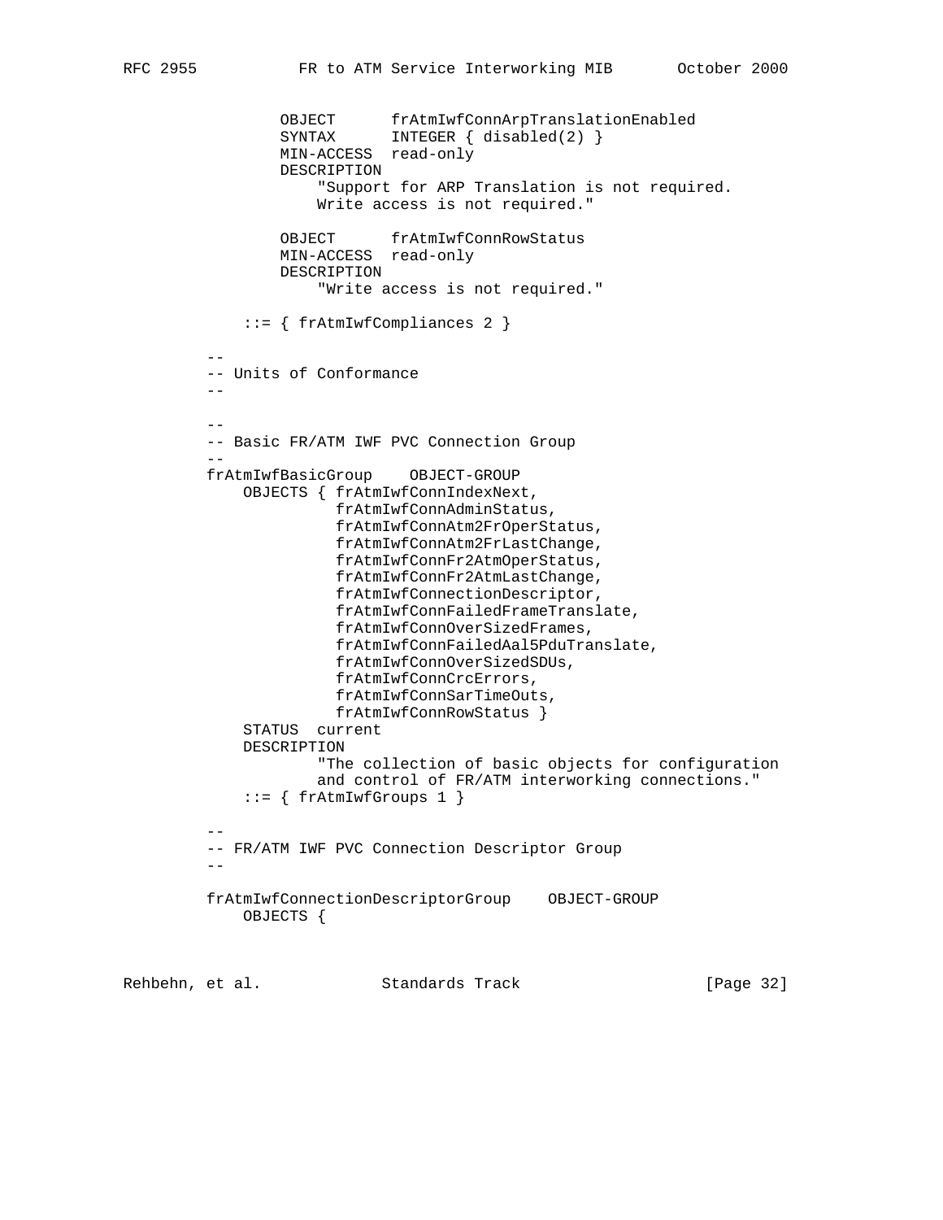```
            OBJECT      frAtmIwfConnArpTranslationEnabled
            SYNTAX      INTEGER { disabled(2) }
            MIN-ACCESS  read-only
            DESCRIPTION
                "Support for ARP Translation is not required.
                Write access is not required."

            OBJECT      frAtmIwfConnRowStatus
            MIN-ACCESS  read-only
            DESCRIPTION
                "Write access is not required."

        ::= { frAtmIwfCompliances 2 }

    --
    -- Units of Conformance
    --

    --
    -- Basic FR/ATM IWF PVC Connection Group
    --
    frAtmIwfBasicGroup    OBJECT-GROUP
        OBJECTS { frAtmIwfConnIndexNext,
                  frAtmIwfConnAdminStatus,
                  frAtmIwfConnAtm2FrOperStatus,
                  frAtmIwfConnAtm2FrLastChange,
                  frAtmIwfConnFr2AtmOperStatus,
                  frAtmIwfConnFr2AtmLastChange,
                  frAtmIwfConnectionDescriptor,
                  frAtmIwfConnFailedFrameTranslate,
                  frAtmIwfConnOverSizedFrames,
                  frAtmIwfConnFailedAal5PduTranslate,
                  frAtmIwfConnOverSizedSDUs,
                  frAtmIwfConnCrcErrors,
                  frAtmIwfConnSarTimeOuts,
                  frAtmIwfConnRowStatus }
        STATUS  current
        DESCRIPTION
                "The collection of basic objects for configuration
                and control of FR/ATM interworking connections."
        ::= { frAtmIwfGroups 1 }

    --
    -- FR/ATM IWF PVC Connection Descriptor Group
    --

    frAtmIwfConnectionDescriptorGroup    OBJECT-GROUP
        OBJECTS {
```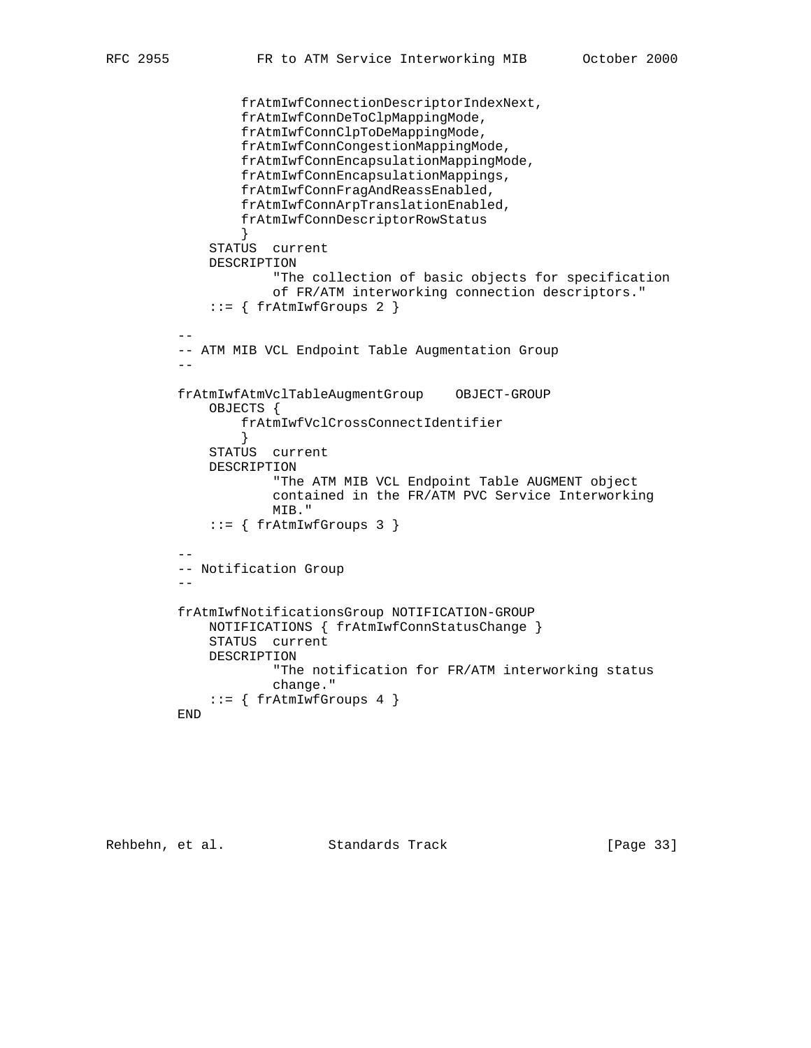```
            frAtmIwfConnectionDescriptorIndexNext,
            frAtmIwfConnDeToClpMappingMode,
            frAtmIwfConnClpToDeMappingMode,
            frAtmIwfConnCongestionMappingMode,
            frAtmIwfConnEncapsulationMappingMode,
            frAtmIwfConnEncapsulationMappings,
            frAtmIwfConnFragAndReassEnabled,
            frAtmIwfConnArpTranslationEnabled,
            frAtmIwfConnDescriptorRowStatus
            }
        STATUS  current
        DESCRIPTION
                "The collection of basic objects for specification
                of FR/ATM interworking connection descriptors."
        ::= { frAtmIwfGroups 2 }

    --
    -- ATM MIB VCL Endpoint Table Augmentation Group
    --

    frAtmIwfAtmVclTableAugmentGroup    OBJECT-GROUP
        OBJECTS {
            frAtmIwfVclCrossConnectIdentifier
            }
        STATUS  current
        DESCRIPTION
                "The ATM MIB VCL Endpoint Table AUGMENT object
                contained in the FR/ATM PVC Service Interworking
                MIB."
        ::= { frAtmIwfGroups 3 }

    --
    -- Notification Group
    --

    frAtmIwfNotificationsGroup NOTIFICATION-GROUP
        NOTIFICATIONS { frAtmIwfConnStatusChange }
        STATUS  current
        DESCRIPTION
                "The notification for FR/ATM interworking status
                change."
        ::= { frAtmIwfGroups 4 }
    END
```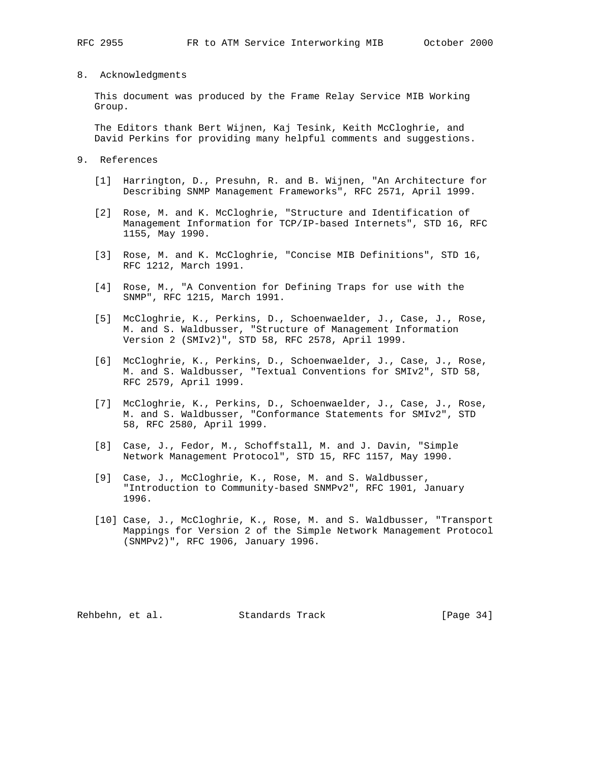## 8. Acknowledgments

This document was produced by the Frame Relay Service MIB Working Group.

The Editors thank Bert Wijnen, Kaj Tesink, Keith McCloghrie, and David Perkins for providing many helpful comments and suggestions.

## 9. References

[1] Harrington, D., Presuhn, R. and B. Wijnen, "An Architecture for Describing SNMP Management Frameworks", RFC 2571, April 1999.

[2] Rose, M. and K. McCloghrie, "Structure and Identification of Management Information for TCP/IP-based Internets", STD 16, RFC 1155, May 1990.

[3] Rose, M. and K. McCloghrie, "Concise MIB Definitions", STD 16, RFC 1212, March 1991.

[4] Rose, M., "A Convention for Defining Traps for use with the SNMP", RFC 1215, March 1991.

[5] McCloghrie, K., Perkins, D., Schoenwaelder, J., Case, J., Rose, M. and S. Waldbusser, "Structure of Management Information Version 2 (SMIv2)", STD 58, RFC 2578, April 1999.

[6] McCloghrie, K., Perkins, D., Schoenwaelder, J., Case, J., Rose, M. and S. Waldbusser, "Textual Conventions for SMIv2", STD 58, RFC 2579, April 1999.

[7] McCloghrie, K., Perkins, D., Schoenwaelder, J., Case, J., Rose, M. and S. Waldbusser, "Conformance Statements for SMIv2", STD 58, RFC 2580, April 1999.

[8] Case, J., Fedor, M., Schoffstall, M. and J. Davin, "Simple Network Management Protocol", STD 15, RFC 1157, May 1990.

[9] Case, J., McCloghrie, K., Rose, M. and S. Waldbusser, "Introduction to Community-based SNMPv2", RFC 1901, January 1996.

[10] Case, J., McCloghrie, K., Rose, M. and S. Waldbusser, "Transport Mappings for Version 2 of the Simple Network Management Protocol (SNMPv2)", RFC 1906, January 1996.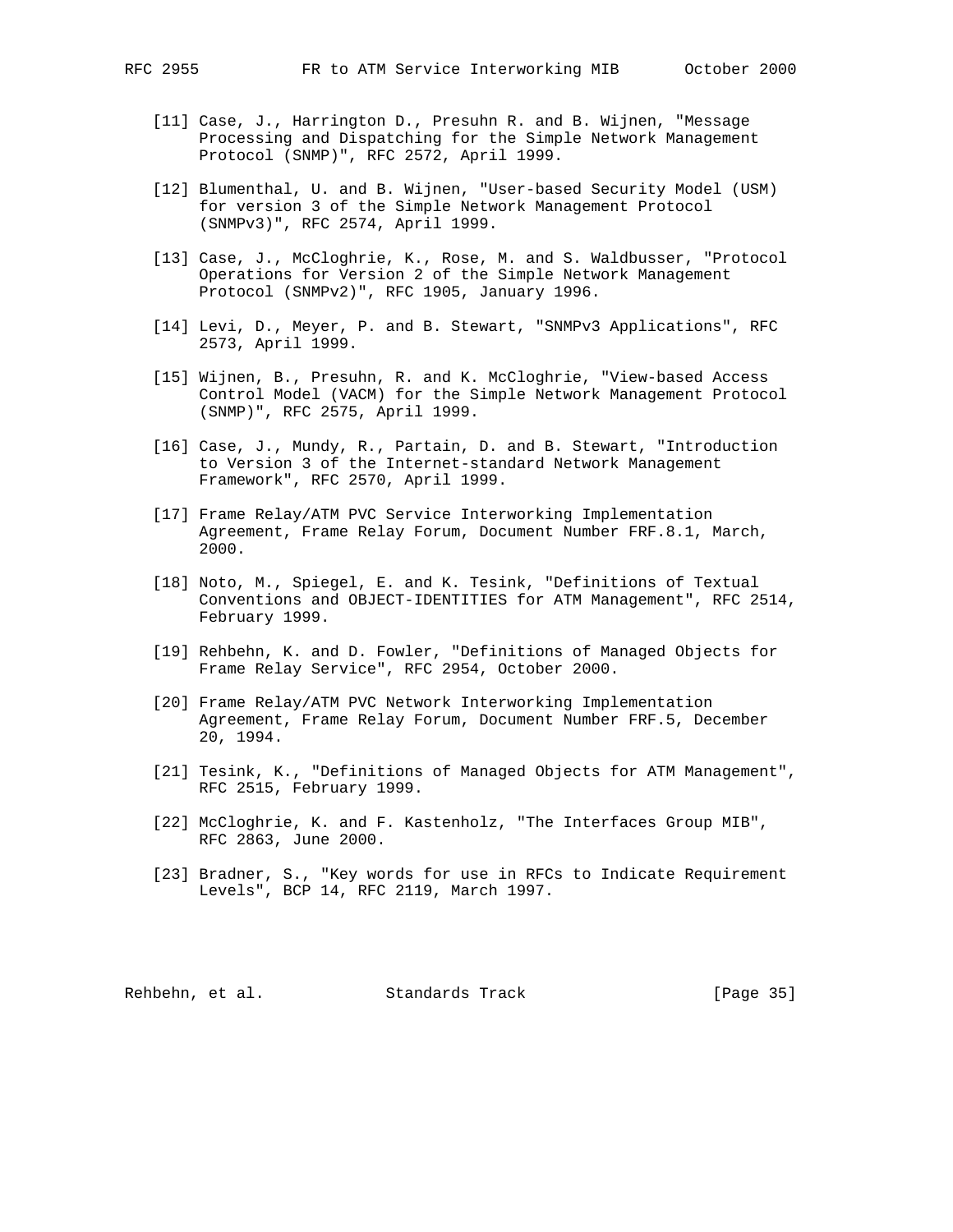[11] Case, J., Harrington D., Presuhn R. and B. Wijnen, "Message Processing and Dispatching for the Simple Network Management Protocol (SNMP)", RFC 2572, April 1999.

[12] Blumenthal, U. and B. Wijnen, "User-based Security Model (USM) for version 3 of the Simple Network Management Protocol (SNMPv3)", RFC 2574, April 1999.

[13] Case, J., McCloghrie, K., Rose, M. and S. Waldbusser, "Protocol Operations for Version 2 of the Simple Network Management Protocol (SNMPv2)", RFC 1905, January 1996.

[14] Levi, D., Meyer, P. and B. Stewart, "SNMPv3 Applications", RFC 2573, April 1999.

[15] Wijnen, B., Presuhn, R. and K. McCloghrie, "View-based Access Control Model (VACM) for the Simple Network Management Protocol (SNMP)", RFC 2575, April 1999.

[16] Case, J., Mundy, R., Partain, D. and B. Stewart, "Introduction to Version 3 of the Internet-standard Network Management Framework", RFC 2570, April 1999.

[17] Frame Relay/ATM PVC Service Interworking Implementation Agreement, Frame Relay Forum, Document Number FRF.8.1, March, 2000.

[18] Noto, M., Spiegel, E. and K. Tesink, "Definitions of Textual Conventions and OBJECT-IDENTITIES for ATM Management", RFC 2514, February 1999.

[19] Rehbehn, K. and D. Fowler, "Definitions of Managed Objects for Frame Relay Service", RFC 2954, October 2000.

[20] Frame Relay/ATM PVC Network Interworking Implementation Agreement, Frame Relay Forum, Document Number FRF.5, December 20, 1994.

[21] Tesink, K., "Definitions of Managed Objects for ATM Management", RFC 2515, February 1999.

[22] McCloghrie, K. and F. Kastenholz, "The Interfaces Group MIB", RFC 2863, June 2000.

[23] Bradner, S., "Key words for use in RFCs to Indicate Requirement Levels", BCP 14, RFC 2119, March 1997.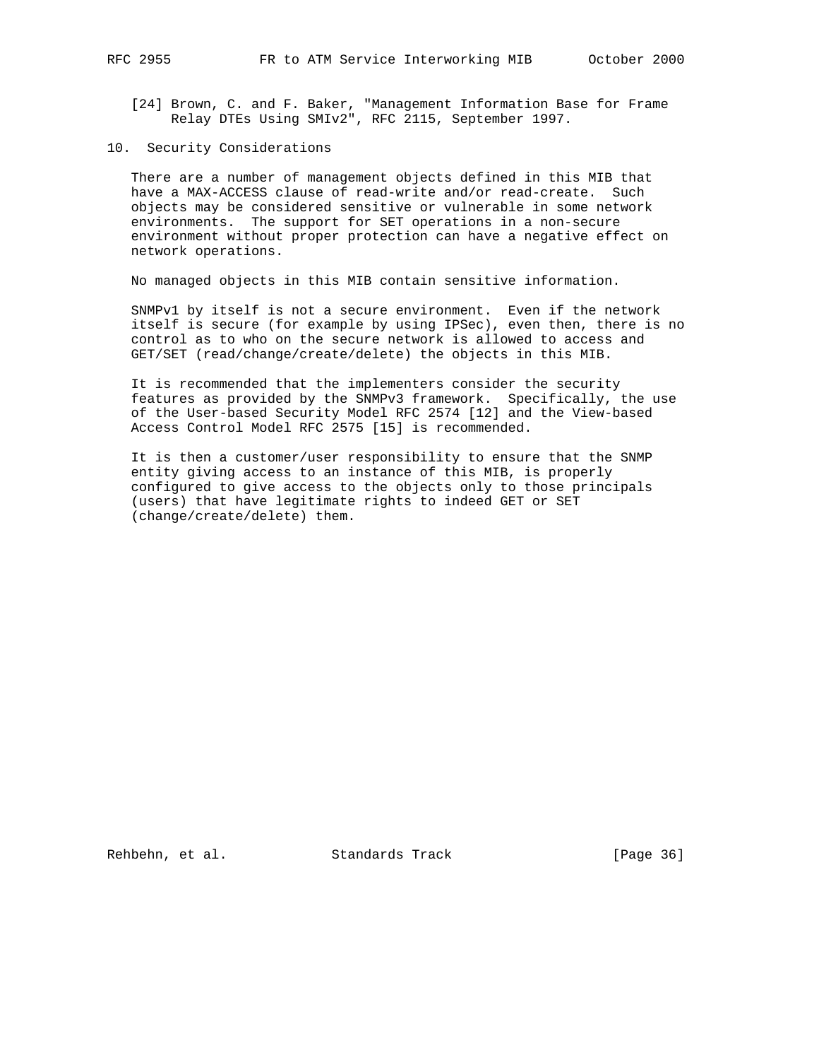[24] Brown, C. and F. Baker, "Management Information Base for Frame Relay DTEs Using SMIv2", RFC 2115, September 1997.

## 10. Security Considerations

There are a number of management objects defined in this MIB that have a MAX-ACCESS clause of read-write and/or read-create. Such objects may be considered sensitive or vulnerable in some network environments. The support for SET operations in a non-secure environment without proper protection can have a negative effect on network operations.

No managed objects in this MIB contain sensitive information.

SNMPv1 by itself is not a secure environment. Even if the network itself is secure (for example by using IPSec), even then, there is no control as to who on the secure network is allowed to access and GET/SET (read/change/create/delete) the objects in this MIB.

It is recommended that the implementers consider the security features as provided by the SNMPv3 framework. Specifically, the use of the User-based Security Model RFC 2574 [12] and the View-based Access Control Model RFC 2575 [15] is recommended.

It is then a customer/user responsibility to ensure that the SNMP entity giving access to an instance of this MIB, is properly configured to give access to the objects only to those principals (users) that have legitimate rights to indeed GET or SET (change/create/delete) them.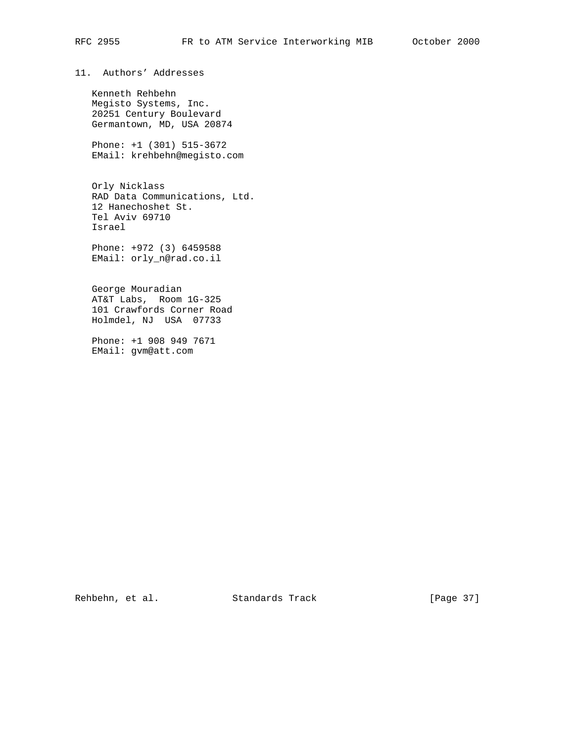## 11. Authors' Addresses

Kenneth Rehbehn
Megisto Systems, Inc.
20251 Century Boulevard
Germantown, MD, USA 20874

Phone: +1 (301) 515-3672
EMail: krehbehn@megisto.com

Orly Nicklass
RAD Data Communications, Ltd.
12 Hanechoshet St.
Tel Aviv 69710
Israel

Phone: +972 (3) 6459588
EMail: orly_n@rad.co.il

George Mouradian
AT&T Labs, Room 1G-325
101 Crawfords Corner Road
Holmdel, NJ USA 07733

Phone: +1 908 949 7671
EMail: gvm@att.com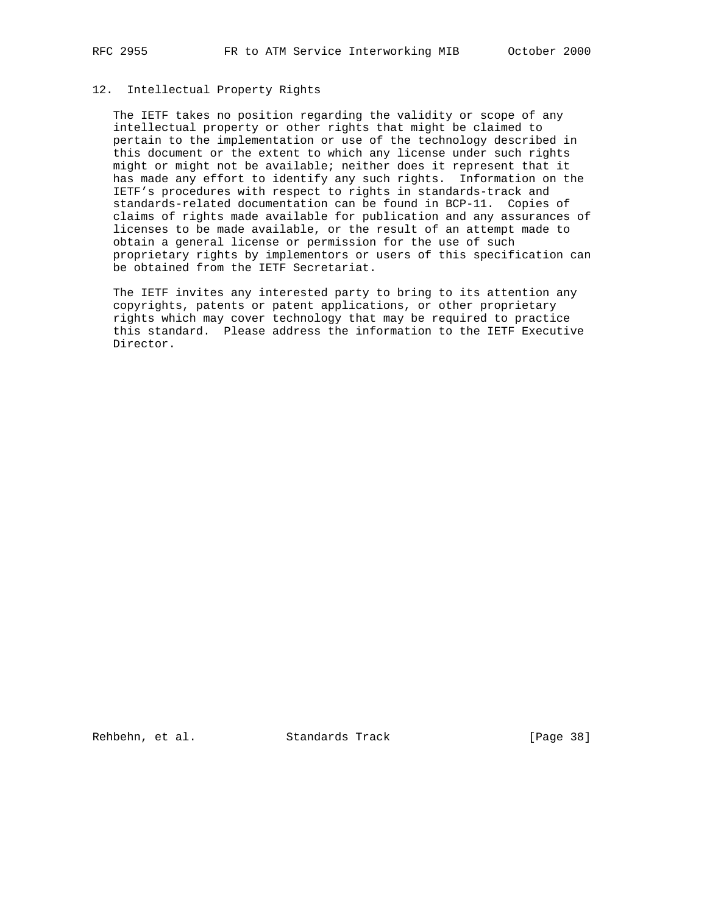## 12. Intellectual Property Rights

The IETF takes no position regarding the validity or scope of any intellectual property or other rights that might be claimed to pertain to the implementation or use of the technology described in this document or the extent to which any license under such rights might or might not be available; neither does it represent that it has made any effort to identify any such rights. Information on the IETF's procedures with respect to rights in standards-track and standards-related documentation can be found in BCP-11. Copies of claims of rights made available for publication and any assurances of licenses to be made available, or the result of an attempt made to obtain a general license or permission for the use of such proprietary rights by implementors or users of this specification can be obtained from the IETF Secretariat.

The IETF invites any interested party to bring to its attention any copyrights, patents or patent applications, or other proprietary rights which may cover technology that may be required to practice this standard. Please address the information to the IETF Executive Director.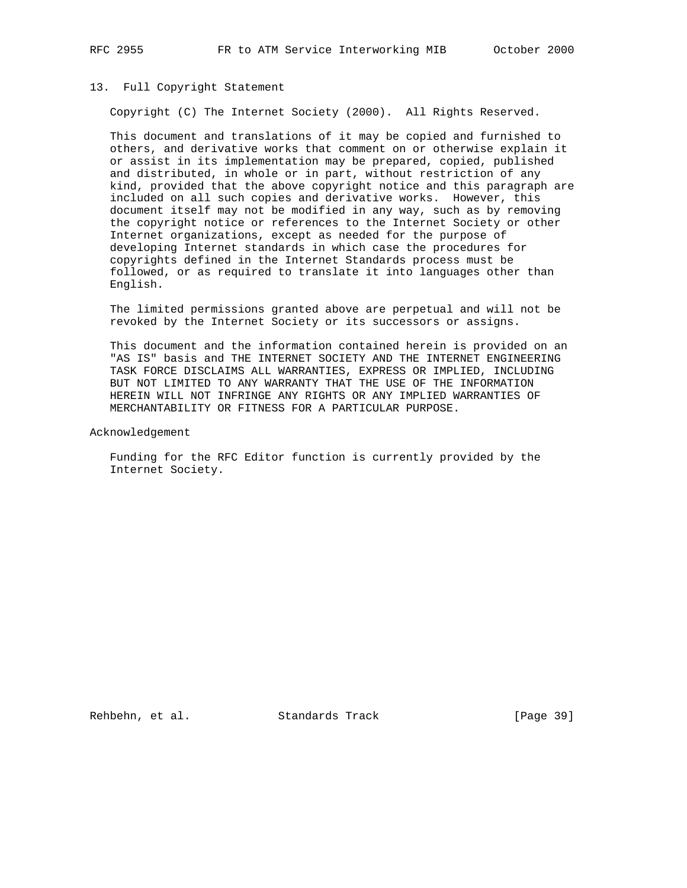## 13. Full Copyright Statement

Copyright (C) The Internet Society (2000). All Rights Reserved.

This document and translations of it may be copied and furnished to others, and derivative works that comment on or otherwise explain it or assist in its implementation may be prepared, copied, published and distributed, in whole or in part, without restriction of any kind, provided that the above copyright notice and this paragraph are included on all such copies and derivative works. However, this document itself may not be modified in any way, such as by removing the copyright notice or references to the Internet Society or other Internet organizations, except as needed for the purpose of developing Internet standards in which case the procedures for copyrights defined in the Internet Standards process must be followed, or as required to translate it into languages other than English.

The limited permissions granted above are perpetual and will not be revoked by the Internet Society or its successors or assigns.

This document and the information contained herein is provided on an "AS IS" basis and THE INTERNET SOCIETY AND THE INTERNET ENGINEERING TASK FORCE DISCLAIMS ALL WARRANTIES, EXPRESS OR IMPLIED, INCLUDING BUT NOT LIMITED TO ANY WARRANTY THAT THE USE OF THE INFORMATION HEREIN WILL NOT INFRINGE ANY RIGHTS OR ANY IMPLIED WARRANTIES OF MERCHANTABILITY OR FITNESS FOR A PARTICULAR PURPOSE.

## Acknowledgement

Funding for the RFC Editor function is currently provided by the Internet Society.